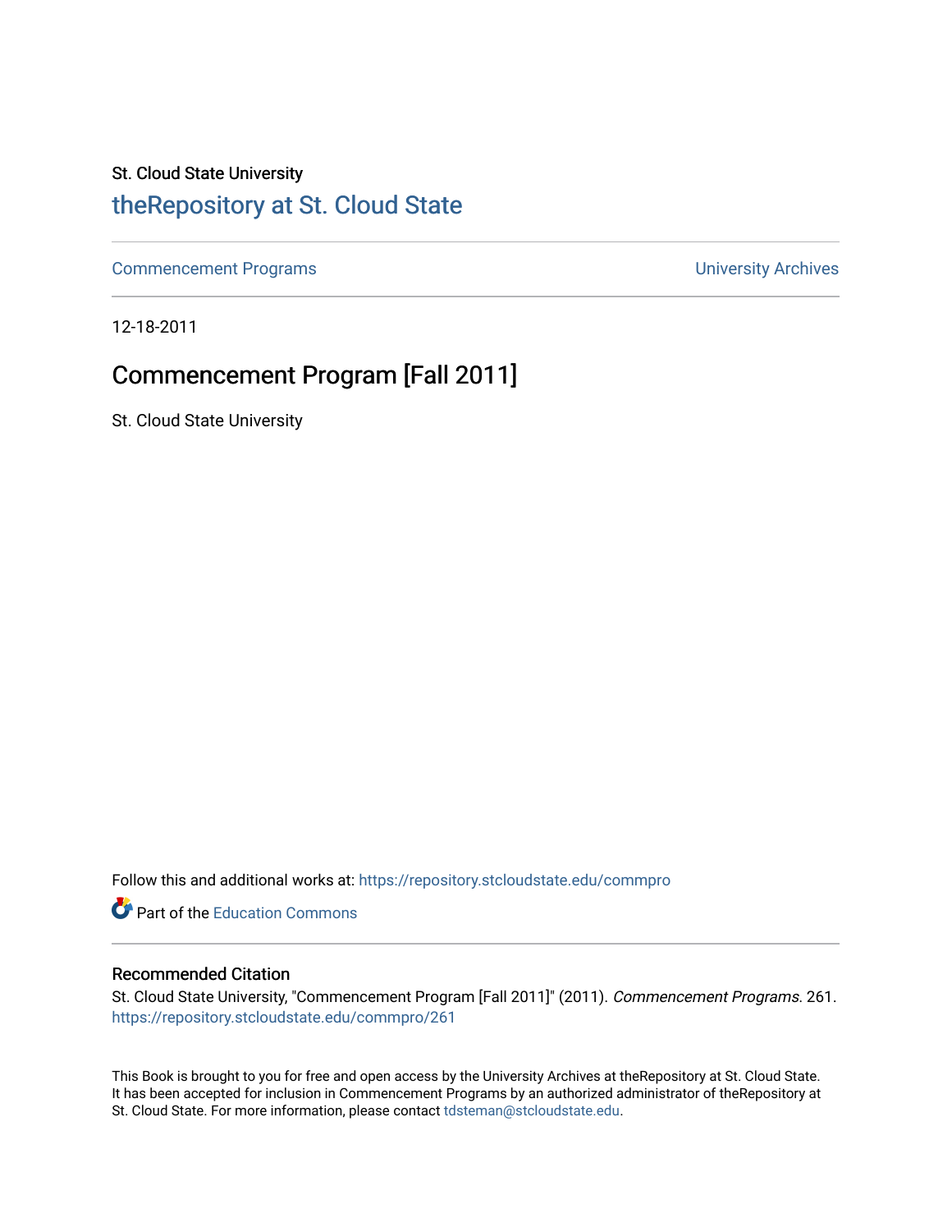St. Cloud State University

# theRepository at St. Cloud State

Commencement Programs

University Archives

12-18-2011

## Commencement Program [Fall 2011]

St. Cloud State University

Follow this and additional works at: https://repository.stcloudstate.edu/commpro

Part of the Education Commons

### Recommended Citation

St. Cloud State University, "Commencement Program [Fall 2011]" (2011). *Commencement Programs*. 261.
https://repository.stcloudstate.edu/commpro/261

This Book is brought to you for free and open access by the University Archives at theRepository at St. Cloud State. It has been accepted for inclusion in Commencement Programs by an authorized administrator of theRepository at St. Cloud State. For more information, please contact tdsteman@stcloudstate.edu.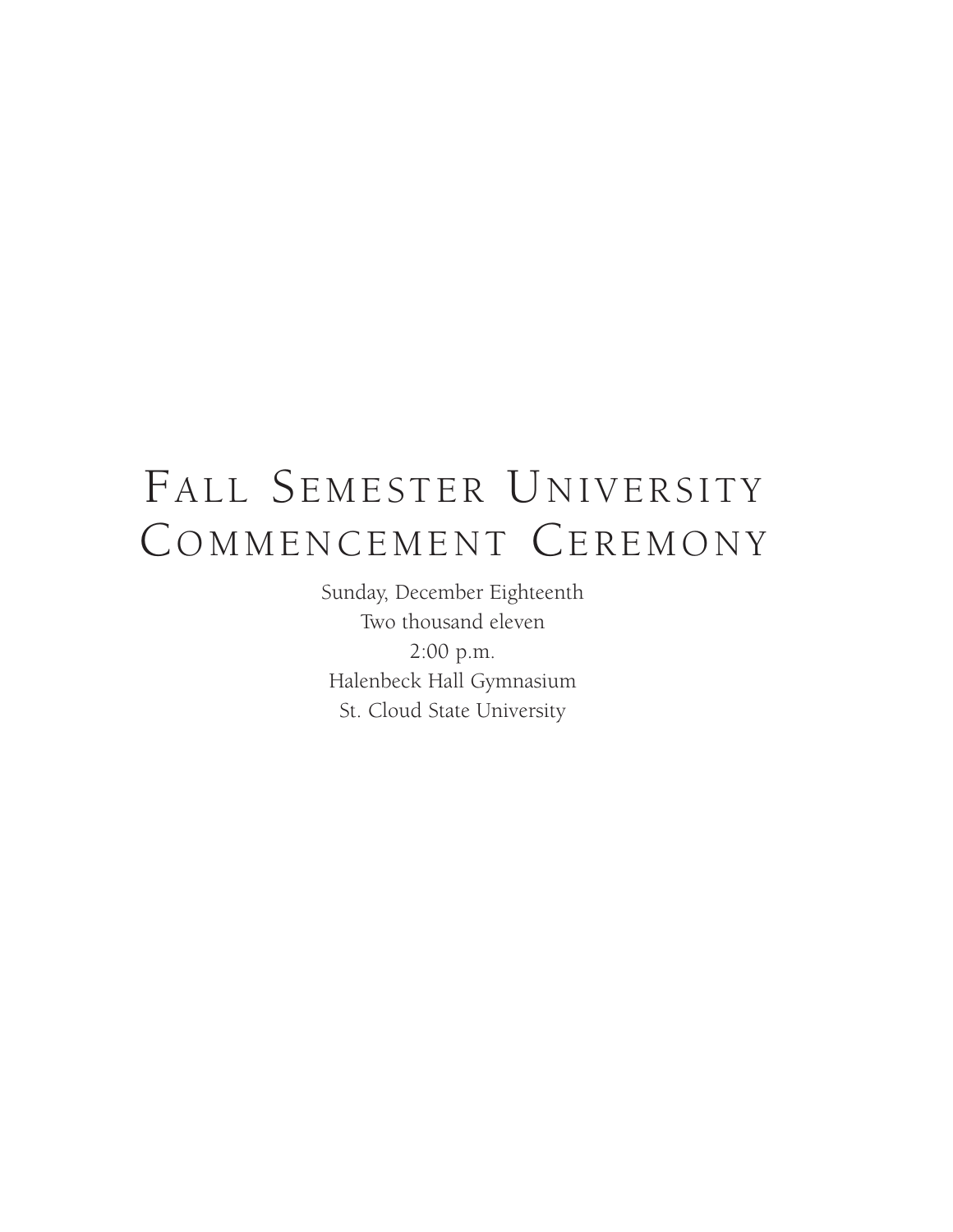# Fall Semester University Commencement Ceremony

Sunday, December Eighteenth
Two thousand eleven
2:00 p.m.
Halenbeck Hall Gymnasium
St. Cloud State University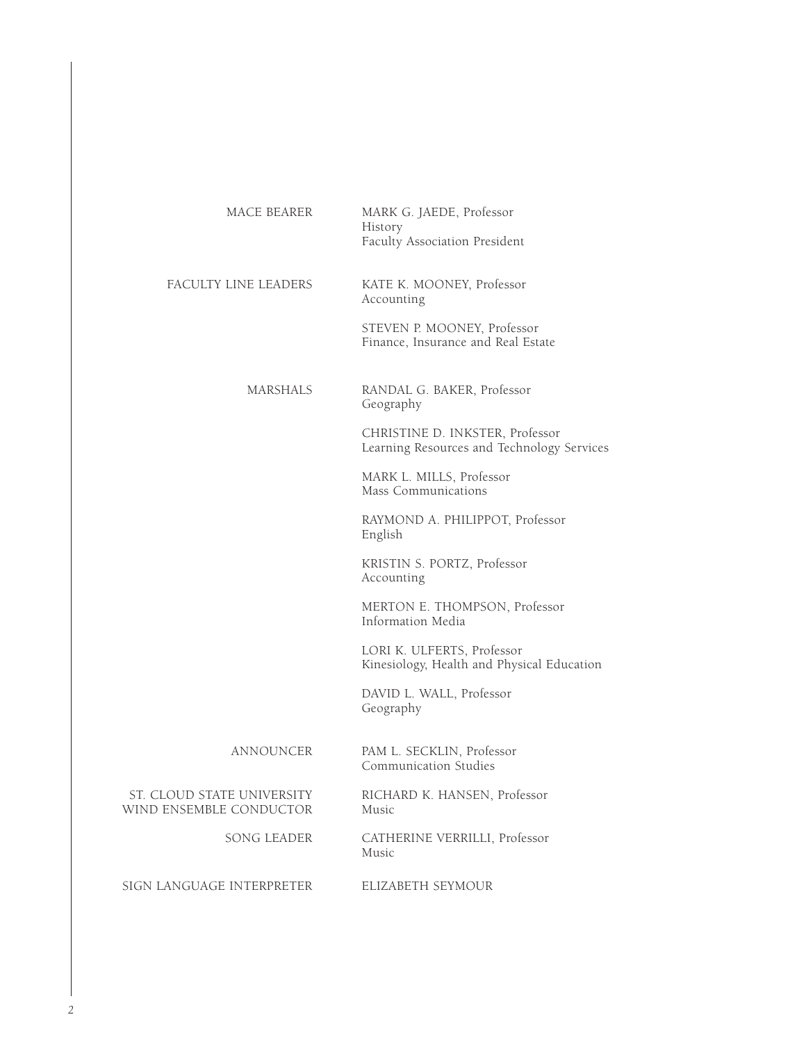| | |
|---|---|
| MACE BEARER | MARK G. JAEDE, Professor<br>History<br>Faculty Association President |
| FACULTY LINE LEADERS | KATE K. MOONEY, Professor<br>Accounting |
| | STEVEN P. MOONEY, Professor<br>Finance, Insurance and Real Estate |
| MARSHALS | RANDAL G. BAKER, Professor<br>Geography |
| | CHRISTINE D. INKSTER, Professor<br>Learning Resources and Technology Services |
| | MARK L. MILLS, Professor<br>Mass Communications |
| | RAYMOND A. PHILIPPOT, Professor<br>English |
| | KRISTIN S. PORTZ, Professor<br>Accounting |
| | MERTON E. THOMPSON, Professor<br>Information Media |
| | LORI K. ULFERTS, Professor<br>Kinesiology, Health and Physical Education |
| | DAVID L. WALL, Professor<br>Geography |
| ANNOUNCER | PAM L. SECKLIN, Professor<br>Communication Studies |
| ST. CLOUD STATE UNIVERSITY WIND ENSEMBLE CONDUCTOR | RICHARD K. HANSEN, Professor<br>Music |
| SONG LEADER | CATHERINE VERRILLI, Professor<br>Music |
| SIGN LANGUAGE INTERPRETER | ELIZABETH SEYMOUR |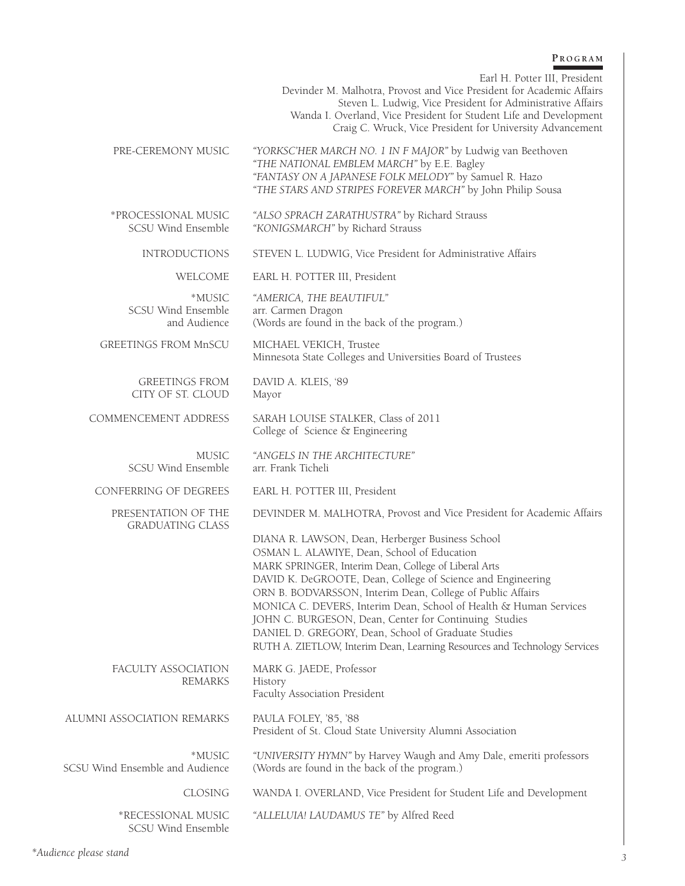## Program

Earl H. Potter III, President
Devinder M. Malhotra, Provost and Vice President for Academic Affairs
Steven L. Ludwig, Vice President for Administrative Affairs
Wanda I. Overland, Vice President for Student Life and Development
Craig C. Wruck, Vice President for University Advancement

| | |
|---|---|
| PRE-CEREMONY MUSIC | *"YORKSC'HER MARCH NO. 1 IN F MAJOR"* by Ludwig van Beethoven<br>*"THE NATIONAL EMBLEM MARCH"* by E.E. Bagley<br>*"FANTASY ON A JAPANESE FOLK MELODY"* by Samuel R. Hazo<br>*"THE STARS AND STRIPES FOREVER MARCH"* by John Philip Sousa |
| *PROCESSIONAL MUSIC<br>SCSU Wind Ensemble | *"ALSO SPRACH ZARATHUSTRA"* by Richard Strauss<br>*"KONIGSMARCH"* by Richard Strauss |
| INTRODUCTIONS | STEVEN L. LUDWIG, Vice President for Administrative Affairs |
| WELCOME | EARL H. POTTER III, President |
| *MUSIC<br>SCSU Wind Ensemble<br>and Audience | *"AMERICA, THE BEAUTIFUL"*<br>arr. Carmen Dragon<br>(Words are found in the back of the program.) |
| GREETINGS FROM MnSCU | MICHAEL VEKICH, Trustee<br>Minnesota State Colleges and Universities Board of Trustees |
| GREETINGS FROM<br>CITY OF ST. CLOUD | DAVID A. KLEIS, '89<br>Mayor |
| COMMENCEMENT ADDRESS | SARAH LOUISE STALKER, Class of 2011<br>College of Science & Engineering |
| MUSIC<br>SCSU Wind Ensemble | *"ANGELS IN THE ARCHITECTURE"*<br>arr. Frank Ticheli |
| CONFERRING OF DEGREES | EARL H. POTTER III, President |
| PRESENTATION OF THE<br>GRADUATING CLASS | DEVINDER M. MALHOTRA, Provost and Vice President for Academic Affairs<br><br>DIANA R. LAWSON, Dean, Herberger Business School<br>OSMAN L. ALAWIYE, Dean, School of Education<br>MARK SPRINGER, Interim Dean, College of Liberal Arts<br>DAVID K. DeGROOTE, Dean, College of Science and Engineering<br>ORN B. BODVARSSON, Interim Dean, College of Public Affairs<br>MONICA C. DEVERS, Interim Dean, School of Health & Human Services<br>JOHN C. BURGESON, Dean, Center for Continuing Studies<br>DANIEL D. GREGORY, Dean, School of Graduate Studies<br>RUTH A. ZIETLOW, Interim Dean, Learning Resources and Technology Services |
| FACULTY ASSOCIATION<br>REMARKS | MARK G. JAEDE, Professor<br>History<br>Faculty Association President |
| ALUMNI ASSOCIATION REMARKS | PAULA FOLEY, '85, '88<br>President of St. Cloud State University Alumni Association |
| *MUSIC<br>SCSU Wind Ensemble and Audience | *"UNIVERSITY HYMN"* by Harvey Waugh and Amy Dale, emeriti professors<br>(Words are found in the back of the program.) |
| CLOSING | WANDA I. OVERLAND, Vice President for Student Life and Development |
| *RECESSIONAL MUSIC<br>SCSU Wind Ensemble | *"ALLELUIA! LAUDAMUS TE"* by Alfred Reed |

*\*Audience please stand*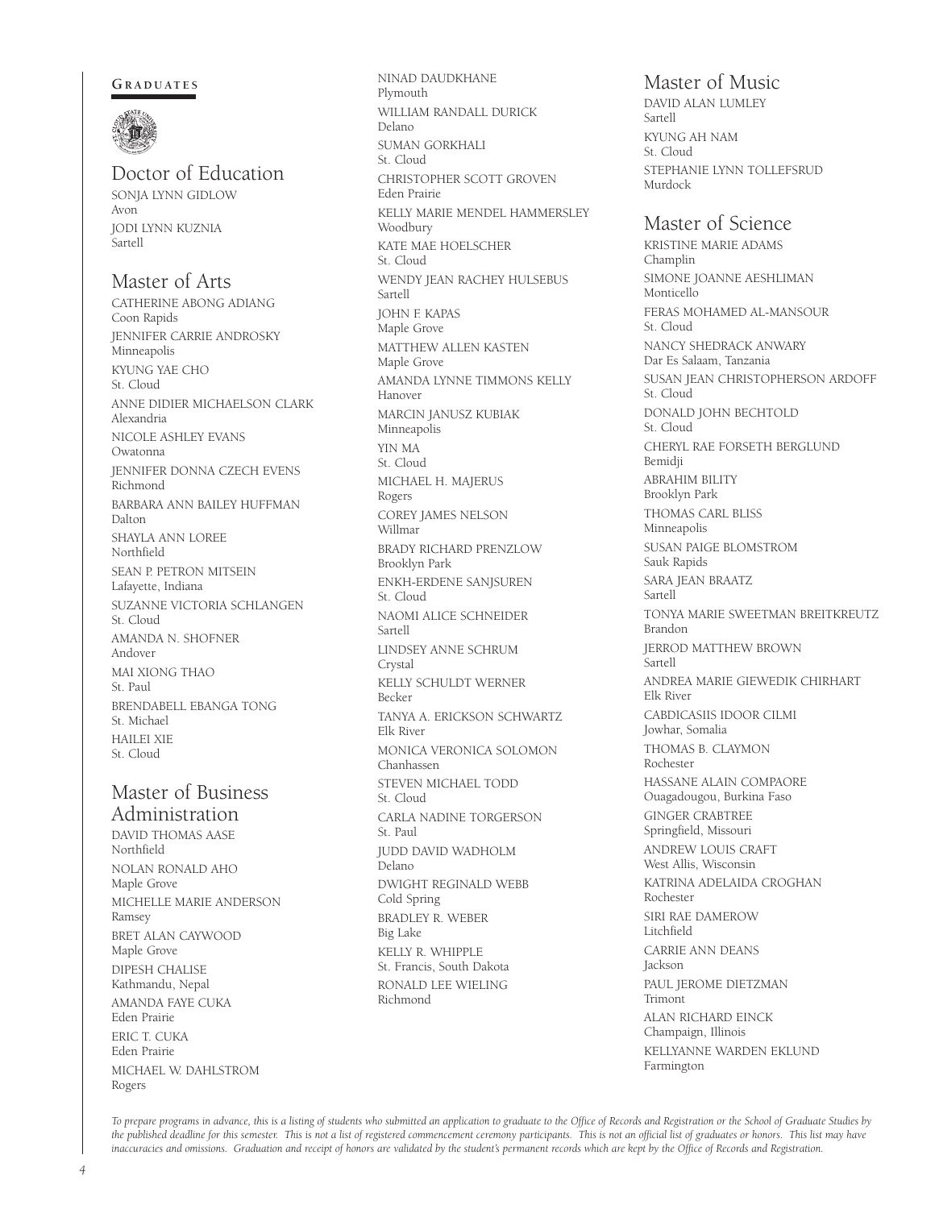**GRADUATES**

## Doctor of Education

SONJA LYNN GIDLOW
Avon

JODI LYNN KUZNIA
Sartell

## Master of Arts

CATHERINE ABONG ADIANG
Coon Rapids

JENNIFER CARRIE ANDROSKY
Minneapolis

KYUNG YAE CHO
St. Cloud

ANNE DIDIER MICHAELSON CLARK
Alexandria

NICOLE ASHLEY EVANS
Owatonna

JENNIFER DONNA CZECH EVENS
Richmond

BARBARA ANN BAILEY HUFFMAN
Dalton

SHAYLA ANN LOREE
Northfield

SEAN P. PETRON MITSEIN
Lafayette, Indiana

SUZANNE VICTORIA SCHLANGEN
St. Cloud

AMANDA N. SHOFNER
Andover

MAI XIONG THAO
St. Paul

BRENDABELL EBANGA TONG
St. Michael

HAILEI XIE
St. Cloud

## Master of Business Administration

DAVID THOMAS AASE
Northfield

NOLAN RONALD AHO
Maple Grove

MICHELLE MARIE ANDERSON
Ramsey

BRET ALAN CAYWOOD
Maple Grove

DIPESH CHALISE
Kathmandu, Nepal

AMANDA FAYE CUKA
Eden Prairie

ERIC T. CUKA
Eden Prairie

MICHAEL W. DAHLSTROM
Rogers

NINAD DAUDKHANE
Plymouth

WILLIAM RANDALL DURICK
Delano

SUMAN GORKHALI
St. Cloud

CHRISTOPHER SCOTT GROVEN
Eden Prairie

KELLY MARIE MENDEL HAMMERSLEY
Woodbury

KATE MAE HOELSCHER
St. Cloud

WENDY JEAN RACHEY HULSEBUS
Sartell

JOHN F. KAPAS
Maple Grove

MATTHEW ALLEN KASTEN
Maple Grove

AMANDA LYNNE TIMMONS KELLY
Hanover

MARCIN JANUSZ KUBIAK
Minneapolis

YIN MA
St. Cloud

MICHAEL H. MAJERUS
Rogers

COREY JAMES NELSON
Willmar

BRADY RICHARD PRENZLOW
Brooklyn Park

ENKH-ERDENE SANJSUREN
St. Cloud

NAOMI ALICE SCHNEIDER
Sartell

LINDSEY ANNE SCHRUM
Crystal

KELLY SCHULDT WERNER
Becker

TANYA A. ERICKSON SCHWARTZ
Elk River

MONICA VERONICA SOLOMON
Chanhassen

STEVEN MICHAEL TODD
St. Cloud

CARLA NADINE TORGERSON
St. Paul

JUDD DAVID WADHOLM
Delano

DWIGHT REGINALD WEBB
Cold Spring

BRADLEY R. WEBER
Big Lake

KELLY R. WHIPPLE
St. Francis, South Dakota

RONALD LEE WIELING
Richmond

## Master of Music

DAVID ALAN LUMLEY
Sartell

KYUNG AH NAM
St. Cloud

STEPHANIE LYNN TOLLEFSRUD
Murdock

## Master of Science

KRISTINE MARIE ADAMS
Champlin

SIMONE JOANNE AESHLIMAN
Monticello

FERAS MOHAMED AL-MANSOUR
St. Cloud

NANCY SHEDRACK ANWARY
Dar Es Salaam, Tanzania

SUSAN JEAN CHRISTOPHERSON ARDOFF
St. Cloud

DONALD JOHN BECHTOLD
St. Cloud

CHERYL RAE FORSETH BERGLUND
Bemidji

ABRAHIM BILITY
Brooklyn Park

THOMAS CARL BLISS
Minneapolis

SUSAN PAIGE BLOMSTROM
Sauk Rapids

SARA JEAN BRAATZ
Sartell

TONYA MARIE SWEETMAN BREITKREUTZ
Brandon

JERROD MATTHEW BROWN
Sartell

ANDREA MARIE GIEWEDIK CHIRHART
Elk River

CABDICASIIS IDOOR CILMI
Jowhar, Somalia

THOMAS B. CLAYMON
Rochester

HASSANE ALAIN COMPAORE
Ouagadougou, Burkina Faso

GINGER CRABTREE
Springfield, Missouri

ANDREW LOUIS CRAFT
West Allis, Wisconsin

KATRINA ADELAIDA CROGHAN
Rochester

SIRI RAE DAMEROW
Litchfield

CARRIE ANN DEANS
Jackson

PAUL JEROME DIETZMAN
Trimont

ALAN RICHARD EINCK
Champaign, Illinois

KELLYANNE WARDEN EKLUND
Farmington

*To prepare programs in advance, this is a listing of students who submitted an application to graduate to the Office of Records and Registration or the School of Graduate Studies by the published deadline for this semester. This is not a list of registered commencement ceremony participants. This is not an official list of graduates or honors. This list may have inaccuracies and omissions. Graduation and receipt of honors are validated by the student's permanent records which are kept by the Office of Records and Registration.*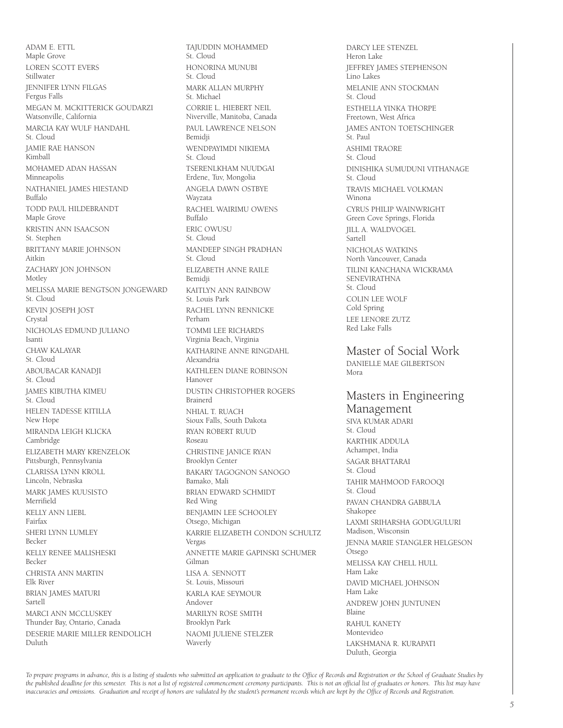ADAM E. ETTL
Maple Grove

LOREN SCOTT EVERS
Stillwater

JENNIFER LYNN FILGAS
Fergus Falls

MEGAN M. MCKITTERICK GOUDARZI
Watsonville, California

MARCIA KAY WULF HANDAHL
St. Cloud

JAMIE RAE HANSON
Kimball

MOHAMED ADAN HASSAN
Minneapolis

NATHANIEL JAMES HIESTAND
Buffalo

TODD PAUL HILDEBRANDT
Maple Grove

KRISTIN ANN ISAACSON
St. Stephen

BRITTANY MARIE JOHNSON
Aitkin

ZACHARY JON JOHNSON
Motley

MELISSA MARIE BENGTSON JONGEWARD
St. Cloud

KEVIN JOSEPH JOST
Crystal

NICHOLAS EDMUND JULIANO
Isanti

CHAW KALAYAR
St. Cloud

ABOUBACAR KANADJI
St. Cloud

JAMES KIBUTHA KIMEU
St. Cloud

HELEN TADESSE KITILLA
New Hope

MIRANDA LEIGH KLICKA
Cambridge

ELIZABETH MARY KRENZELOK
Pittsburgh, Pennsylvania

CLARISSA LYNN KROLL
Lincoln, Nebraska

MARK JAMES KUUSISTO
Merrifield

KELLY ANN LIEBL
Fairfax

SHERI LYNN LUMLEY
Becker

KELLY RENEE MALISHESKI
Becker

CHRISTA ANN MARTIN
Elk River

BRIAN JAMES MATURI
Sartell

MARCI ANN MCCLUSKEY
Thunder Bay, Ontario, Canada

DESERIE MARIE MILLER RENDOLICH
Duluth

TAJUDDIN MOHAMMED
St. Cloud

HONORINA MUNUBI
St. Cloud

MARK ALLAN MURPHY
St. Michael

CORRIE L. HIEBERT NEIL
Niverville, Manitoba, Canada

PAUL LAWRENCE NELSON
Bemidji

WENDPAYIMDI NIKIEMA
St. Cloud

TSERENLKHAM NUUDGAI
Erdene, Tuv, Mongolia

ANGELA DAWN OSTBYE
Wayzata

RACHEL WAIRIMU OWENS
Buffalo

ERIC OWUSU
St. Cloud

MANDEEP SINGH PRADHAN
St. Cloud

ELIZABETH ANNE RAILE
Bemidji

KAITLYN ANN RAINBOW
St. Louis Park

RACHEL LYNN RENNICKE
Perham

TOMMI LEE RICHARDS
Virginia Beach, Virginia

KATHARINE ANNE RINGDAHL
Alexandria

KATHLEEN DIANE ROBINSON
Hanover

DUSTIN CHRISTOPHER ROGERS
Brainerd

NHIAL T. RUACH
Sioux Falls, South Dakota

RYAN ROBERT RUUD
Roseau

CHRISTINE JANICE RYAN
Brooklyn Center

BAKARY TAGOGNON SANOGO
Bamako, Mali

BRIAN EDWARD SCHMIDT
Red Wing

BENJAMIN LEE SCHOOLEY
Otsego, Michigan

KARRIE ELIZABETH CONDON SCHULTZ
Vergas

ANNETTE MARIE GAPINSKI SCHUMER
Gilman

LISA A. SENNOTT
St. Louis, Missouri

KARLA KAE SEYMOUR
Andover

MARILYN ROSE SMITH
Brooklyn Park

NAOMI JULIENE STELZER
Waverly

DARCY LEE STENZEL
Heron Lake

JEFFREY JAMES STEPHENSON
Lino Lakes

MELANIE ANN STOCKMAN
St. Cloud

ESTHELLA YINKA THORPE
Freetown, West Africa

JAMES ANTON TOETSCHINGER
St. Paul

ASHIMI TRAORE
St. Cloud

DINISHIKA SUMUDUNI VITHANAGE
St. Cloud

TRAVIS MICHAEL VOLKMAN
Winona

CYRUS PHILIP WAINWRIGHT
Green Cove Springs, Florida

JILL A. WALDVOGEL
Sartell

NICHOLAS WATKINS
North Vancouver, Canada

TILINI KANCHANA WICKRAMA SENEVIRATHNA
St. Cloud

COLIN LEE WOLF
Cold Spring

LEE LENORE ZUTZ
Red Lake Falls

## Master of Social Work

DANIELLE MAE GILBERTSON
Mora

## Masters in Engineering Management

SIVA KUMAR ADARI
St. Cloud

KARTHIK ADDULA
Achampet, India

SAGAR BHATTARAI
St. Cloud

TAHIR MAHMOOD FAROOQI
St. Cloud

PAVAN CHANDRA GABBULA
Shakopee

LAXMI SRIHARSHA GODUGULURI
Madison, Wisconsin

JENNA MARIE STANGLER HELGESON
Otsego

MELISSA KAY CHELL HULL
Ham Lake

DAVID MICHAEL JOHNSON
Ham Lake

ANDREW JOHN JUNTUNEN
Blaine

RAHUL KANETY
Montevideo

LAKSHMANA R. KURAPATI
Duluth, Georgia

*To prepare programs in advance, this is a listing of students who submitted an application to graduate to the Office of Records and Registration or the School of Graduate Studies by the published deadline for this semester. This is not a list of registered commencement ceremony participants. This is not an official list of graduates or honors. This list may have inaccuracies and omissions. Graduation and receipt of honors are validated by the student's permanent records which are kept by the Office of Records and Registration.*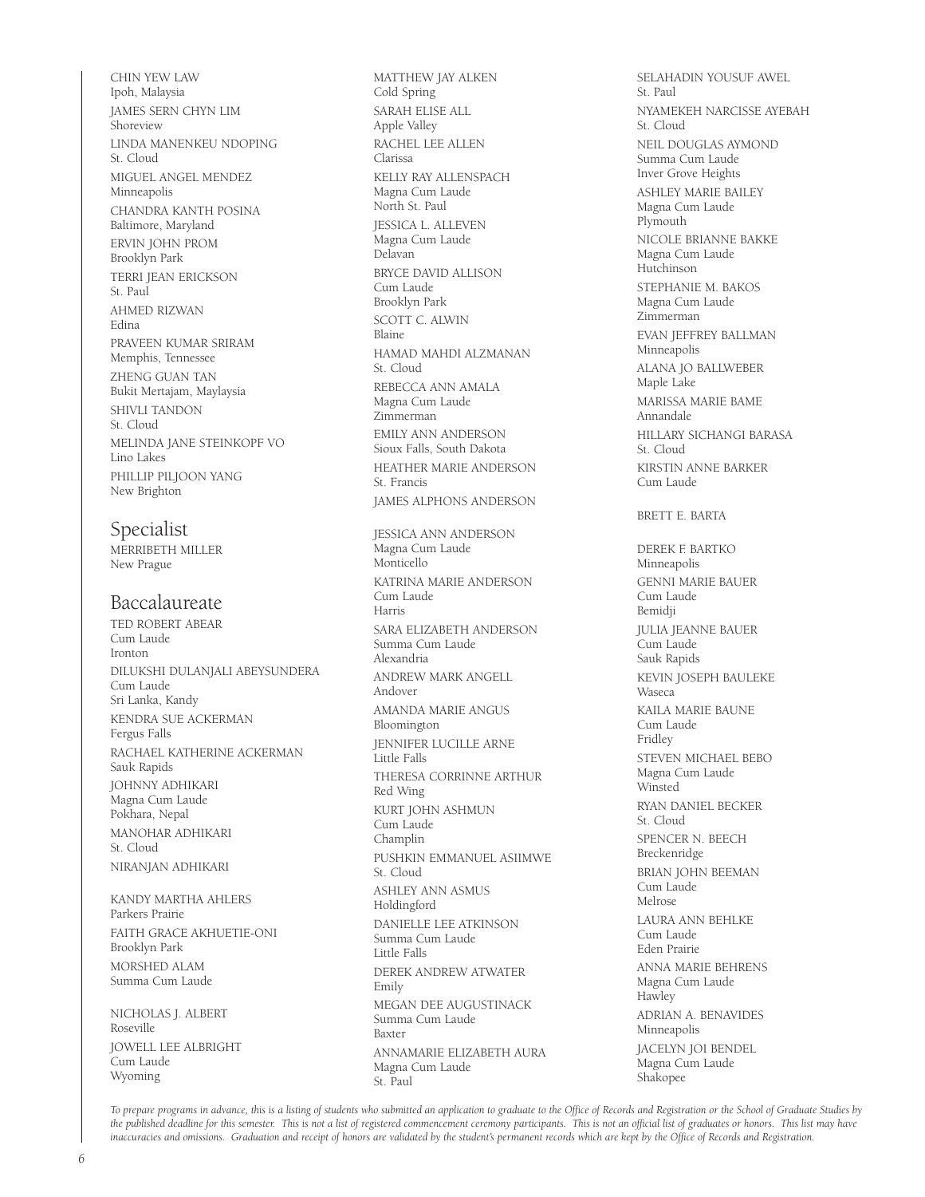CHIN YEW LAW
Ipoh, Malaysia

JAMES SERN CHYN LIM
Shoreview

LINDA MANENKEU NDOPING
St. Cloud

MIGUEL ANGEL MENDEZ
Minneapolis

CHANDRA KANTH POSINA
Baltimore, Maryland

ERVIN JOHN PROM
Brooklyn Park

TERRI JEAN ERICKSON
St. Paul

AHMED RIZWAN
Edina

PRAVEEN KUMAR SRIRAM
Memphis, Tennessee

ZHENG GUAN TAN
Bukit Mertajam, Maylaysia

SHIVLI TANDON
St. Cloud

MELINDA JANE STEINKOPF VO
Lino Lakes

PHILLIP PILJOON YANG
New Brighton

## Specialist

MERRIBETH MILLER
New Prague

## Baccalaureate

TED ROBERT ABEAR
Cum Laude
Ironton

DILUKSHI DULANJALI ABEYSUNDERA
Cum Laude
Sri Lanka, Kandy

KENDRA SUE ACKERMAN
Fergus Falls

RACHAEL KATHERINE ACKERMAN
Sauk Rapids

JOHNNY ADHIKARI
Magna Cum Laude
Pokhara, Nepal

MANOHAR ADHIKARI
St. Cloud

NIRANJAN ADHIKARI

KANDY MARTHA AHLERS
Parkers Prairie

FAITH GRACE AKHUETIE-ONI
Brooklyn Park

MORSHED ALAM
Summa Cum Laude

NICHOLAS J. ALBERT
Roseville

JOWELL LEE ALBRIGHT
Cum Laude
Wyoming

MATTHEW JAY ALKEN
Cold Spring

SARAH ELISE ALL
Apple Valley

RACHEL LEE ALLEN
Clarissa

KELLY RAY ALLENSPACH
Magna Cum Laude
North St. Paul

JESSICA L. ALLEVEN
Magna Cum Laude
Delavan

BRYCE DAVID ALLISON
Cum Laude
Brooklyn Park

SCOTT C. ALWIN
Blaine

HAMAD MAHDI ALZMANAN
St. Cloud

REBECCA ANN AMALA
Magna Cum Laude
Zimmerman

EMILY ANN ANDERSON
Sioux Falls, South Dakota

HEATHER MARIE ANDERSON
St. Francis

JAMES ALPHONS ANDERSON

JESSICA ANN ANDERSON
Magna Cum Laude
Monticello

KATRINA MARIE ANDERSON
Cum Laude
Harris

SARA ELIZABETH ANDERSON
Summa Cum Laude
Alexandria

ANDREW MARK ANGELL
Andover

AMANDA MARIE ANGUS
Bloomington

JENNIFER LUCILLE ARNE
Little Falls

THERESA CORRINNE ARTHUR
Red Wing

KURT JOHN ASHMUN
Cum Laude
Champlin

PUSHKIN EMMANUEL ASIIMWE
St. Cloud

ASHLEY ANN ASMUS
Holdingford

DANIELLE LEE ATKINSON
Summa Cum Laude
Little Falls

DEREK ANDREW ATWATER
Emily

MEGAN DEE AUGUSTINACK
Summa Cum Laude
Baxter

ANNAMARIE ELIZABETH AURA
Magna Cum Laude
St. Paul

SELAHADIN YOUSUF AWEL
St. Paul

NYAMEKEH NARCISSE AYEBAH
St. Cloud

NEIL DOUGLAS AYMOND
Summa Cum Laude
Inver Grove Heights

ASHLEY MARIE BAILEY
Magna Cum Laude
Plymouth

NICOLE BRIANNE BAKKE
Magna Cum Laude
Hutchinson

STEPHANIE M. BAKOS
Magna Cum Laude
Zimmerman

EVAN JEFFREY BALLMAN
Minneapolis

ALANA JO BALLWEBER
Maple Lake

MARISSA MARIE BAME
Annandale

HILLARY SICHANGI BARASA
St. Cloud

KIRSTIN ANNE BARKER
Cum Laude

BRETT E. BARTA

DEREK F. BARTKO
Minneapolis

GENNI MARIE BAUER
Cum Laude
Bemidji

JULIA JEANNE BAUER
Cum Laude
Sauk Rapids

KEVIN JOSEPH BAULEKE
Waseca

KAILA MARIE BAUNE
Cum Laude
Fridley

STEVEN MICHAEL BEBO
Magna Cum Laude
Winsted

RYAN DANIEL BECKER
St. Cloud

SPENCER N. BEECH
Breckenridge

BRIAN JOHN BEEMAN
Cum Laude
Melrose

LAURA ANN BEHLKE
Cum Laude
Eden Prairie

ANNA MARIE BEHRENS
Magna Cum Laude
Hawley

ADRIAN A. BENAVIDES
Minneapolis

JACELYN JOI BENDEL
Magna Cum Laude
Shakopee

*To prepare programs in advance, this is a listing of students who submitted an application to graduate to the Office of Records and Registration or the School of Graduate Studies by the published deadline for this semester. This is not a list of registered commencement ceremony participants. This is not an official list of graduates or honors. This list may have inaccuracies and omissions. Graduation and receipt of honors are validated by the student's permanent records which are kept by the Office of Records and Registration.*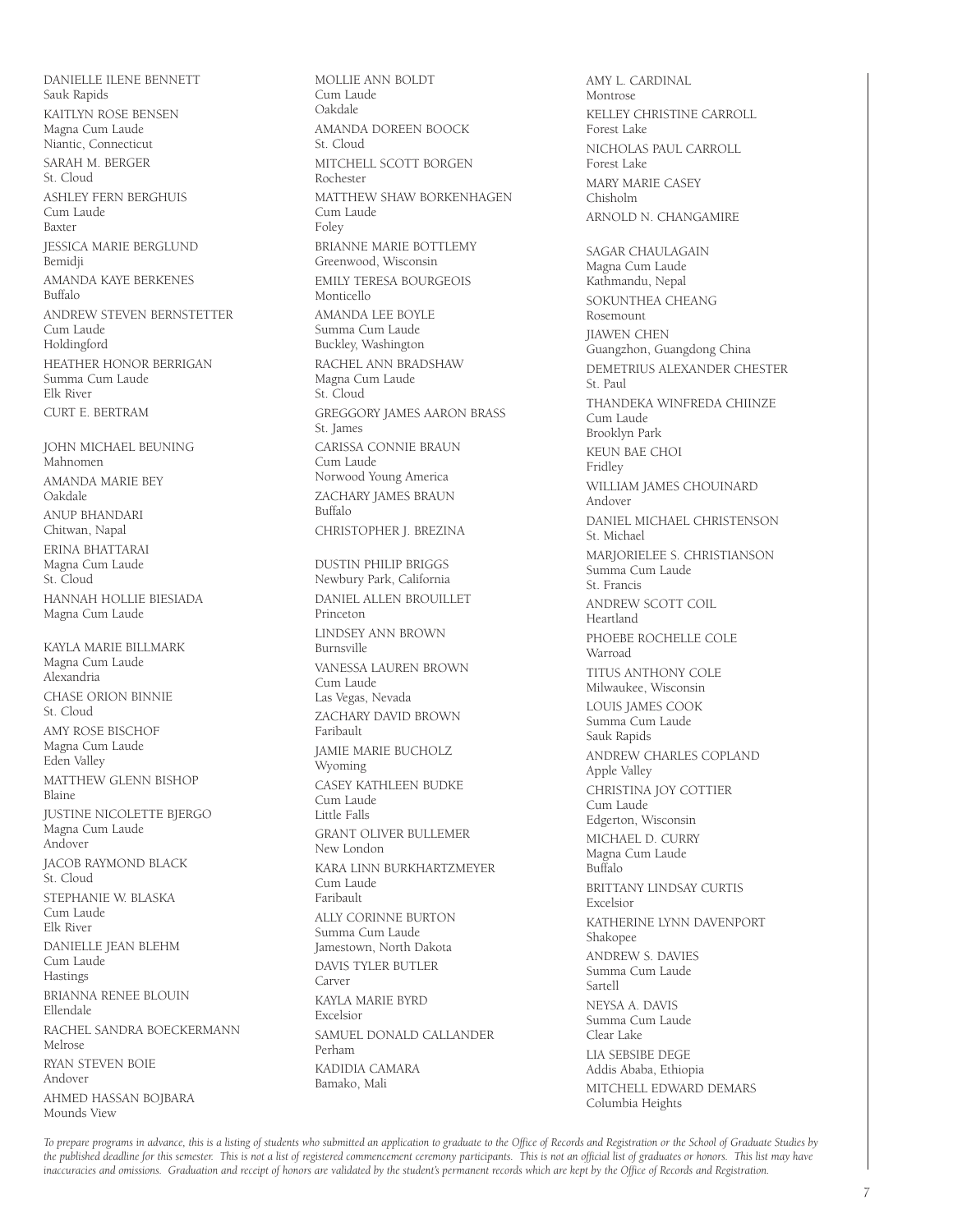DANIELLE ILENE BENNETT
Sauk Rapids

KAITLYN ROSE BENSEN
Magna Cum Laude
Niantic, Connecticut

SARAH M. BERGER
St. Cloud

ASHLEY FERN BERGHUIS
Cum Laude
Baxter

JESSICA MARIE BERGLUND
Bemidji

AMANDA KAYE BERKENES
Buffalo

ANDREW STEVEN BERNSTETTER
Cum Laude
Holdingford

HEATHER HONOR BERRIGAN
Summa Cum Laude
Elk River

CURT E. BERTRAM

JOHN MICHAEL BEUNING
Mahnomen

AMANDA MARIE BEY
Oakdale

ANUP BHANDARI
Chitwan, Napal

ERINA BHATTARAI
Magna Cum Laude
St. Cloud

HANNAH HOLLIE BIESIADA
Magna Cum Laude

KAYLA MARIE BILLMARK
Magna Cum Laude
Alexandria

CHASE ORION BINNIE
St. Cloud

AMY ROSE BISCHOF
Magna Cum Laude
Eden Valley

MATTHEW GLENN BISHOP
Blaine

JUSTINE NICOLETTE BJERGO
Magna Cum Laude
Andover

JACOB RAYMOND BLACK
St. Cloud

STEPHANIE W. BLASKA
Cum Laude
Elk River

DANIELLE JEAN BLEHM
Cum Laude
Hastings

BRIANNA RENEE BLOUIN
Ellendale

RACHEL SANDRA BOECKERMANN
Melrose

RYAN STEVEN BOIE
Andover

AHMED HASSAN BOJBARA
Mounds View

MOLLIE ANN BOLDT
Cum Laude
Oakdale

AMANDA DOREEN BOOCK
St. Cloud

MITCHELL SCOTT BORGEN
Rochester

MATTHEW SHAW BORKENHAGEN
Cum Laude
Foley

BRIANNE MARIE BOTTLEMY
Greenwood, Wisconsin

EMILY TERESA BOURGEOIS
Monticello

AMANDA LEE BOYLE
Summa Cum Laude
Buckley, Washington

RACHEL ANN BRADSHAW
Magna Cum Laude
St. Cloud

GREGGORY JAMES AARON BRASS
St. James

CARISSA CONNIE BRAUN
Cum Laude
Norwood Young America

ZACHARY JAMES BRAUN
Buffalo

CHRISTOPHER J. BREZINA

DUSTIN PHILIP BRIGGS
Newbury Park, California

DANIEL ALLEN BROUILLET
Princeton

LINDSEY ANN BROWN
Burnsville

VANESSA LAUREN BROWN
Cum Laude
Las Vegas, Nevada

ZACHARY DAVID BROWN
Faribault

JAMIE MARIE BUCHOLZ
Wyoming

CASEY KATHLEEN BUDKE
Cum Laude
Little Falls

GRANT OLIVER BULLEMER
New London

KARA LINN BURKHARTZMEYER
Cum Laude
Faribault

ALLY CORINNE BURTON
Summa Cum Laude
Jamestown, North Dakota

DAVIS TYLER BUTLER
Carver

KAYLA MARIE BYRD
Excelsior

SAMUEL DONALD CALLANDER
Perham

KADIDIA CAMARA
Bamako, Mali

AMY L. CARDINAL
Montrose

KELLEY CHRISTINE CARROLL
Forest Lake

NICHOLAS PAUL CARROLL
Forest Lake

MARY MARIE CASEY
Chisholm

ARNOLD N. CHANGAMIRE

SAGAR CHAULAGAIN
Magna Cum Laude
Kathmandu, Nepal

SOKUNTHEA CHEANG
Rosemount

JIAWEN CHEN
Guangzhon, Guangdong China

DEMETRIUS ALEXANDER CHESTER
St. Paul

THANDEKA WINFREDA CHIINZE
Cum Laude
Brooklyn Park

KEUN BAE CHOI
Fridley

WILLIAM JAMES CHOUINARD
Andover

DANIEL MICHAEL CHRISTENSON
St. Michael

MARJORIELEE S. CHRISTIANSON
Summa Cum Laude
St. Francis

ANDREW SCOTT COIL
Heartland

PHOEBE ROCHELLE COLE
Warroad

TITUS ANTHONY COLE
Milwaukee, Wisconsin

LOUIS JAMES COOK
Summa Cum Laude
Sauk Rapids

ANDREW CHARLES COPLAND
Apple Valley

CHRISTINA JOY COTTIER
Cum Laude
Edgerton, Wisconsin

MICHAEL D. CURRY
Magna Cum Laude
Buffalo

BRITTANY LINDSAY CURTIS
Excelsior

KATHERINE LYNN DAVENPORT
Shakopee

ANDREW S. DAVIES
Summa Cum Laude
Sartell

NEYSA A. DAVIS
Summa Cum Laude
Clear Lake

LIA SEBSIBE DEGE
Addis Ababa, Ethiopia

MITCHELL EDWARD DEMARS
Columbia Heights

*To prepare programs in advance, this is a listing of students who submitted an application to graduate to the Office of Records and Registration or the School of Graduate Studies by the published deadline for this semester. This is not a list of registered commencement ceremony participants. This is not an official list of graduates or honors. This list may have inaccuracies and omissions. Graduation and receipt of honors are validated by the student's permanent records which are kept by the Office of Records and Registration.*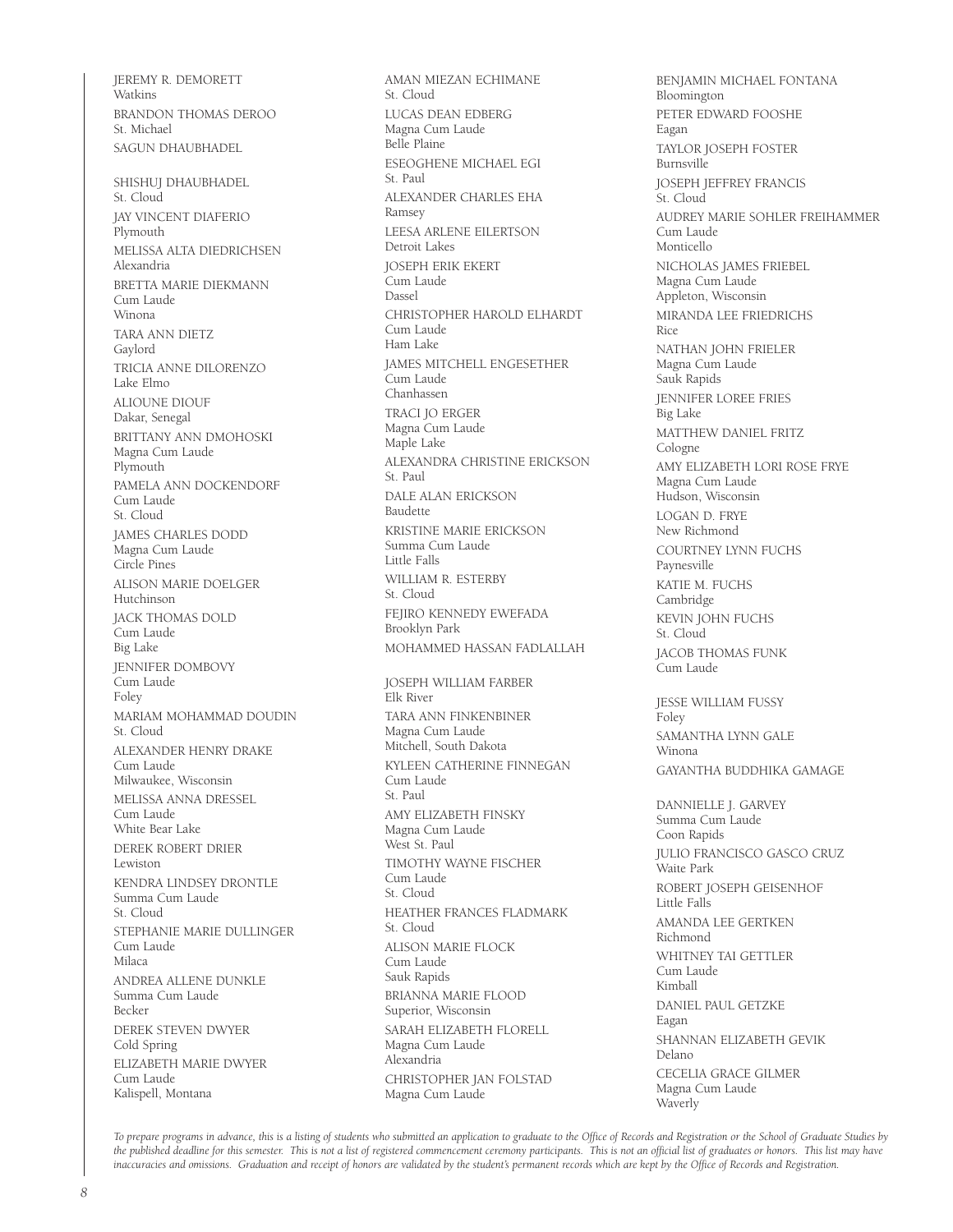JEREMY R. DEMORETT
Watkins

BRANDON THOMAS DEROO
St. Michael

SAGUN DHAUBHADEL

SHISHUJ DHAUBHADEL
St. Cloud

JAY VINCENT DIAFERIO
Plymouth

MELISSA ALTA DIEDRICHSEN
Alexandria

BRETTA MARIE DIEKMANN
Cum Laude
Winona

TARA ANN DIETZ
Gaylord

TRICIA ANNE DILORENZO
Lake Elmo

ALIOUNE DIOUF
Dakar, Senegal

BRITTANY ANN DMOHOSKI
Magna Cum Laude
Plymouth

PAMELA ANN DOCKENDORF
Cum Laude
St. Cloud

JAMES CHARLES DODD
Magna Cum Laude
Circle Pines

ALISON MARIE DOELGER
Hutchinson

JACK THOMAS DOLD
Cum Laude
Big Lake

JENNIFER DOMBOVY
Cum Laude
Foley

MARIAM MOHAMMAD DOUDIN
St. Cloud

ALEXANDER HENRY DRAKE
Cum Laude
Milwaukee, Wisconsin

MELISSA ANNA DRESSEL
Cum Laude
White Bear Lake

DEREK ROBERT DRIER
Lewiston

KENDRA LINDSEY DRONTLE
Summa Cum Laude
St. Cloud

STEPHANIE MARIE DULLINGER
Cum Laude
Milaca

ANDREA ALLENE DUNKLE
Summa Cum Laude
Becker

DEREK STEVEN DWYER
Cold Spring

ELIZABETH MARIE DWYER
Cum Laude
Kalispell, Montana

AMAN MIEZAN ECHIMANE
St. Cloud

LUCAS DEAN EDBERG
Magna Cum Laude
Belle Plaine

ESEOGHENE MICHAEL EGI
St. Paul

ALEXANDER CHARLES EHA
Ramsey

LEESA ARLENE EILERTSON
Detroit Lakes

JOSEPH ERIK EKERT
Cum Laude
Dassel

CHRISTOPHER HAROLD ELHARDT
Cum Laude
Ham Lake

JAMES MITCHELL ENGESETHER
Cum Laude
Chanhassen

TRACI JO ERGER
Magna Cum Laude
Maple Lake

ALEXANDRA CHRISTINE ERICKSON
St. Paul

DALE ALAN ERICKSON
Baudette

KRISTINE MARIE ERICKSON
Summa Cum Laude
Little Falls

WILLIAM R. ESTERBY
St. Cloud

FEJIRO KENNEDY EWEFADA
Brooklyn Park

MOHAMMED HASSAN FADLALLAH

JOSEPH WILLIAM FARBER
Elk River

TARA ANN FINKENBINER
Magna Cum Laude
Mitchell, South Dakota

KYLEEN CATHERINE FINNEGAN
Cum Laude
St. Paul

AMY ELIZABETH FINSKY
Magna Cum Laude
West St. Paul

TIMOTHY WAYNE FISCHER
Cum Laude
St. Cloud

HEATHER FRANCES FLADMARK
St. Cloud

ALISON MARIE FLOCK
Cum Laude
Sauk Rapids

BRIANNA MARIE FLOOD
Superior, Wisconsin

SARAH ELIZABETH FLORELL
Magna Cum Laude
Alexandria

CHRISTOPHER JAN FOLSTAD
Magna Cum Laude

BENJAMIN MICHAEL FONTANA
Bloomington

PETER EDWARD FOOSHE
Eagan

TAYLOR JOSEPH FOSTER
Burnsville

JOSEPH JEFFREY FRANCIS
St. Cloud

AUDREY MARIE SOHLER FREIHAMMER
Cum Laude
Monticello

NICHOLAS JAMES FRIEBEL
Magna Cum Laude
Appleton, Wisconsin

MIRANDA LEE FRIEDRICHS
Rice

NATHAN JOHN FRIELER
Magna Cum Laude
Sauk Rapids

JENNIFER LOREE FRIES
Big Lake

MATTHEW DANIEL FRITZ
Cologne

AMY ELIZABETH LORI ROSE FRYE
Magna Cum Laude
Hudson, Wisconsin

LOGAN D. FRYE
New Richmond

COURTNEY LYNN FUCHS
Paynesville

KATIE M. FUCHS
Cambridge

KEVIN JOHN FUCHS
St. Cloud

JACOB THOMAS FUNK
Cum Laude

JESSE WILLIAM FUSSY
Foley

SAMANTHA LYNN GALE
Winona

GAYANTHA BUDDHIKA GAMAGE

DANNIELLE J. GARVEY
Summa Cum Laude
Coon Rapids

JULIO FRANCISCO GASCO CRUZ
Waite Park

ROBERT JOSEPH GEISENHOF
Little Falls

AMANDA LEE GERTKEN
Richmond

WHITNEY TAI GETTLER
Cum Laude
Kimball

DANIEL PAUL GETZKE
Eagan

SHANNAN ELIZABETH GEVIK
Delano

CECELIA GRACE GILMER
Magna Cum Laude
Waverly

*To prepare programs in advance, this is a listing of students who submitted an application to graduate to the Office of Records and Registration or the School of Graduate Studies by the published deadline for this semester. This is not a list of registered commencement ceremony participants. This is not an official list of graduates or honors. This list may have inaccuracies and omissions. Graduation and receipt of honors are validated by the student's permanent records which are kept by the Office of Records and Registration.*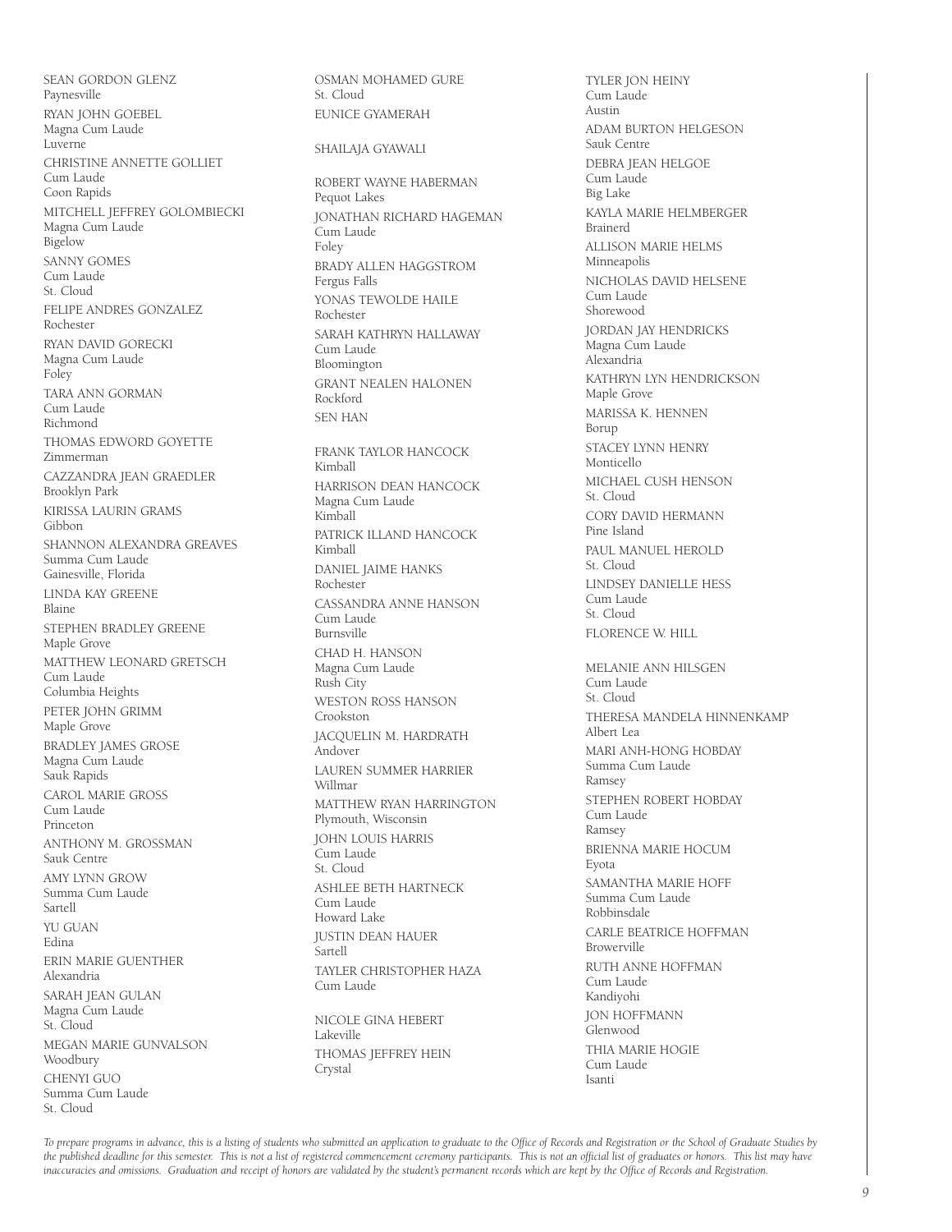SEAN GORDON GLENZ
Paynesville

RYAN JOHN GOEBEL
Magna Cum Laude
Luverne

CHRISTINE ANNETTE GOLLIET
Cum Laude
Coon Rapids

MITCHELL JEFFREY GOLOMBIECKI
Magna Cum Laude
Bigelow

SANNY GOMES
Cum Laude
St. Cloud

FELIPE ANDRES GONZALEZ
Rochester

RYAN DAVID GORECKI
Magna Cum Laude
Foley

TARA ANN GORMAN
Cum Laude
Richmond

THOMAS EDWORD GOYETTE
Zimmerman

CAZZANDRA JEAN GRAEDLER
Brooklyn Park

KIRISSA LAURIN GRAMS
Gibbon

SHANNON ALEXANDRA GREAVES
Summa Cum Laude
Gainesville, Florida

LINDA KAY GREENE
Blaine

STEPHEN BRADLEY GREENE
Maple Grove

MATTHEW LEONARD GRETSCH
Cum Laude
Columbia Heights

PETER JOHN GRIMM
Maple Grove

BRADLEY JAMES GROSE
Magna Cum Laude
Sauk Rapids

CAROL MARIE GROSS
Cum Laude
Princeton

ANTHONY M. GROSSMAN
Sauk Centre

AMY LYNN GROW
Summa Cum Laude
Sartell

YU GUAN
Edina

ERIN MARIE GUENTHER
Alexandria

SARAH JEAN GULAN
Magna Cum Laude
St. Cloud

MEGAN MARIE GUNVALSON
Woodbury

CHENYI GUO
Summa Cum Laude
St. Cloud

OSMAN MOHAMED GURE
St. Cloud

EUNICE GYAMERAH

SHAILAJA GYAWALI

ROBERT WAYNE HABERMAN
Pequot Lakes

JONATHAN RICHARD HAGEMAN
Cum Laude
Foley

BRADY ALLEN HAGGSTROM
Fergus Falls

YONAS TEWOLDE HAILE
Rochester

SARAH KATHRYN HALLAWAY
Cum Laude
Bloomington

GRANT NEALEN HALONEN
Rockford

SEN HAN

FRANK TAYLOR HANCOCK
Kimball

HARRISON DEAN HANCOCK
Magna Cum Laude
Kimball

PATRICK ILLAND HANCOCK
Kimball

DANIEL JAIME HANKS
Rochester

CASSANDRA ANNE HANSON
Cum Laude
Burnsville

CHAD H. HANSON
Magna Cum Laude
Rush City

WESTON ROSS HANSON
Crookston

JACQUELIN M. HARDRATH
Andover

LAUREN SUMMER HARRIER
Willmar

MATTHEW RYAN HARRINGTON
Plymouth, Wisconsin

JOHN LOUIS HARRIS
Cum Laude
St. Cloud

ASHLEE BETH HARTNECK
Cum Laude
Howard Lake

JUSTIN DEAN HAUER
Sartell

TAYLER CHRISTOPHER HAZA
Cum Laude

NICOLE GINA HEBERT
Lakeville

THOMAS JEFFREY HEIN
Crystal

TYLER JON HEINY
Cum Laude
Austin

ADAM BURTON HELGESON
Sauk Centre

DEBRA JEAN HELGOE
Cum Laude
Big Lake

KAYLA MARIE HELMBERGER
Brainerd

ALLISON MARIE HELMS
Minneapolis

NICHOLAS DAVID HELSENE
Cum Laude
Shorewood

JORDAN JAY HENDRICKS
Magna Cum Laude
Alexandria

KATHRYN LYN HENDRICKSON
Maple Grove

MARISSA K. HENNEN
Borup

STACEY LYNN HENRY
Monticello

MICHAEL CUSH HENSON
St. Cloud

CORY DAVID HERMANN
Pine Island

PAUL MANUEL HEROLD
St. Cloud

LINDSEY DANIELLE HESS
Cum Laude
St. Cloud

FLORENCE W. HILL

MELANIE ANN HILSGEN
Cum Laude
St. Cloud

THERESA MANDELA HINNENKAMP
Albert Lea

MARI ANH-HONG HOBDAY
Summa Cum Laude
Ramsey

STEPHEN ROBERT HOBDAY
Cum Laude
Ramsey

BRIENNA MARIE HOCUM
Eyota

SAMANTHA MARIE HOFF
Summa Cum Laude
Robbinsdale

CARLE BEATRICE HOFFMAN
Browerville

RUTH ANNE HOFFMAN
Cum Laude
Kandiyohi

JON HOFFMANN
Glenwood

THIA MARIE HOGIE
Cum Laude
Isanti

*To prepare programs in advance, this is a listing of students who submitted an application to graduate to the Office of Records and Registration or the School of Graduate Studies by the published deadline for this semester. This is not a list of registered commencement ceremony participants. This is not an official list of graduates or honors. This list may have inaccuracies and omissions. Graduation and receipt of honors are validated by the student's permanent records which are kept by the Office of Records and Registration.*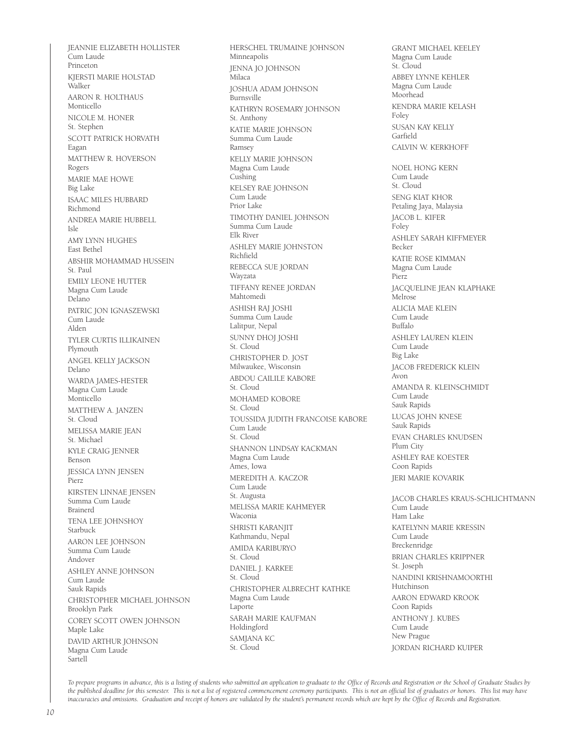JEANNIE ELIZABETH HOLLISTER
Cum Laude
Princeton

KJERSTI MARIE HOLSTAD
Walker

AARON R. HOLTHAUS
Monticello

NICOLE M. HONER
St. Stephen

SCOTT PATRICK HORVATH
Eagan

MATTHEW R. HOVERSON
Rogers

MARIE MAE HOWE
Big Lake

ISAAC MILES HUBBARD
Richmond

ANDREA MARIE HUBBELL
Isle

AMY LYNN HUGHES
East Bethel

ABSHIR MOHAMMAD HUSSEIN
St. Paul

EMILY LEONE HUTTER
Magna Cum Laude
Delano

PATRIC JON IGNASZEWSKI
Cum Laude
Alden

TYLER CURTIS ILLIKAINEN
Plymouth

ANGEL KELLY JACKSON
Delano

WARDA JAMES-HESTER
Magna Cum Laude
Monticello

MATTHEW A. JANZEN
St. Cloud

MELISSA MARIE JEAN
St. Michael

KYLE CRAIG JENNER
Benson

JESSICA LYNN JENSEN
Pierz

KIRSTEN LINNAE JENSEN
Summa Cum Laude
Brainerd

TENA LEE JOHNSHOY
Starbuck

AARON LEE JOHNSON
Summa Cum Laude
Andover

ASHLEY ANNE JOHNSON
Cum Laude
Sauk Rapids

CHRISTOPHER MICHAEL JOHNSON
Brooklyn Park

COREY SCOTT OWEN JOHNSON
Maple Lake

DAVID ARTHUR JOHNSON
Magna Cum Laude
Sartell

HERSCHEL TRUMAINE JOHNSON
Minneapolis

JENNA JO JOHNSON
Milaca

JOSHUA ADAM JOHNSON
Burnsville

KATHRYN ROSEMARY JOHNSON
St. Anthony

KATIE MARIE JOHNSON
Summa Cum Laude
Ramsey

KELLY MARIE JOHNSON
Magna Cum Laude
Cushing

KELSEY RAE JOHNSON
Cum Laude
Prior Lake

TIMOTHY DANIEL JOHNSON
Summa Cum Laude
Elk River

ASHLEY MARIE JOHNSTON
Richfield

REBECCA SUE JORDAN
Wayzata

TIFFANY RENEE JORDAN
Mahtomedi

ASHISH RAJ JOSHI
Summa Cum Laude
Lalitpur, Nepal

SUNNY DHOJ JOSHI
St. Cloud

CHRISTOPHER D. JOST
Milwaukee, Wisconsin

ABDOU CAILILE KABORE
St. Cloud

MOHAMED KOBORE
St. Cloud

TOUSSIDA JUDITH FRANCOISE KABORE
Cum Laude
St. Cloud

SHANNON LINDSAY KACKMAN
Magna Cum Laude
Ames, Iowa

MEREDITH A. KACZOR
Cum Laude
St. Augusta

MELISSA MARIE KAHMEYER
Waconia

SHRISTI KARANJIT
Kathmandu, Nepal

AMIDA KARIBURYO
St. Cloud

DANIEL J. KARKEE
St. Cloud

CHRISTOPHER ALBRECHT KATHKE
Magna Cum Laude
Laporte

SARAH MARIE KAUFMAN
Holdingford

SAMJANA KC
St. Cloud

GRANT MICHAEL KEELEY
Magna Cum Laude
St. Cloud

ABBEY LYNNE KEHLER
Magna Cum Laude
Moorhead

KENDRA MARIE KELASH
Foley

SUSAN KAY KELLY
Garfield

CALVIN W. KERKHOFF

NOEL HONG KERN
Cum Laude
St. Cloud

SENG KIAT KHOR
Petaling Jaya, Malaysia

JACOB L. KIFER
Foley

ASHLEY SARAH KIFFMEYER
Becker

KATIE ROSE KIMMAN
Magna Cum Laude
Pierz

JACQUELINE JEAN KLAPHAKE
Melrose

ALICIA MAE KLEIN
Cum Laude
Buffalo

ASHLEY LAUREN KLEIN
Cum Laude
Big Lake

JACOB FREDERICK KLEIN
Avon

AMANDA R. KLEINSCHMIDT
Cum Laude
Sauk Rapids

LUCAS JOHN KNESE
Sauk Rapids

EVAN CHARLES KNUDSEN
Plum City

ASHLEY RAE KOESTER
Coon Rapids

JERI MARIE KOVARIK

JACOB CHARLES KRAUS-SCHLICHTMANN
Cum Laude
Ham Lake

KATELYNN MARIE KRESSIN
Cum Laude
Breckenridge

BRIAN CHARLES KRIPPNER
St. Joseph

NANDINI KRISHNAMOORTHI
Hutchinson

AARON EDWARD KROOK
Coon Rapids

ANTHONY J. KUBES
Cum Laude
New Prague

JORDAN RICHARD KUIPER

*To prepare programs in advance, this is a listing of students who submitted an application to graduate to the Office of Records and Registration or the School of Graduate Studies by the published deadline for this semester. This is not a list of registered commencement ceremony participants. This is not an official list of graduates or honors. This list may have inaccuracies and omissions. Graduation and receipt of honors are validated by the student's permanent records which are kept by the Office of Records and Registration.*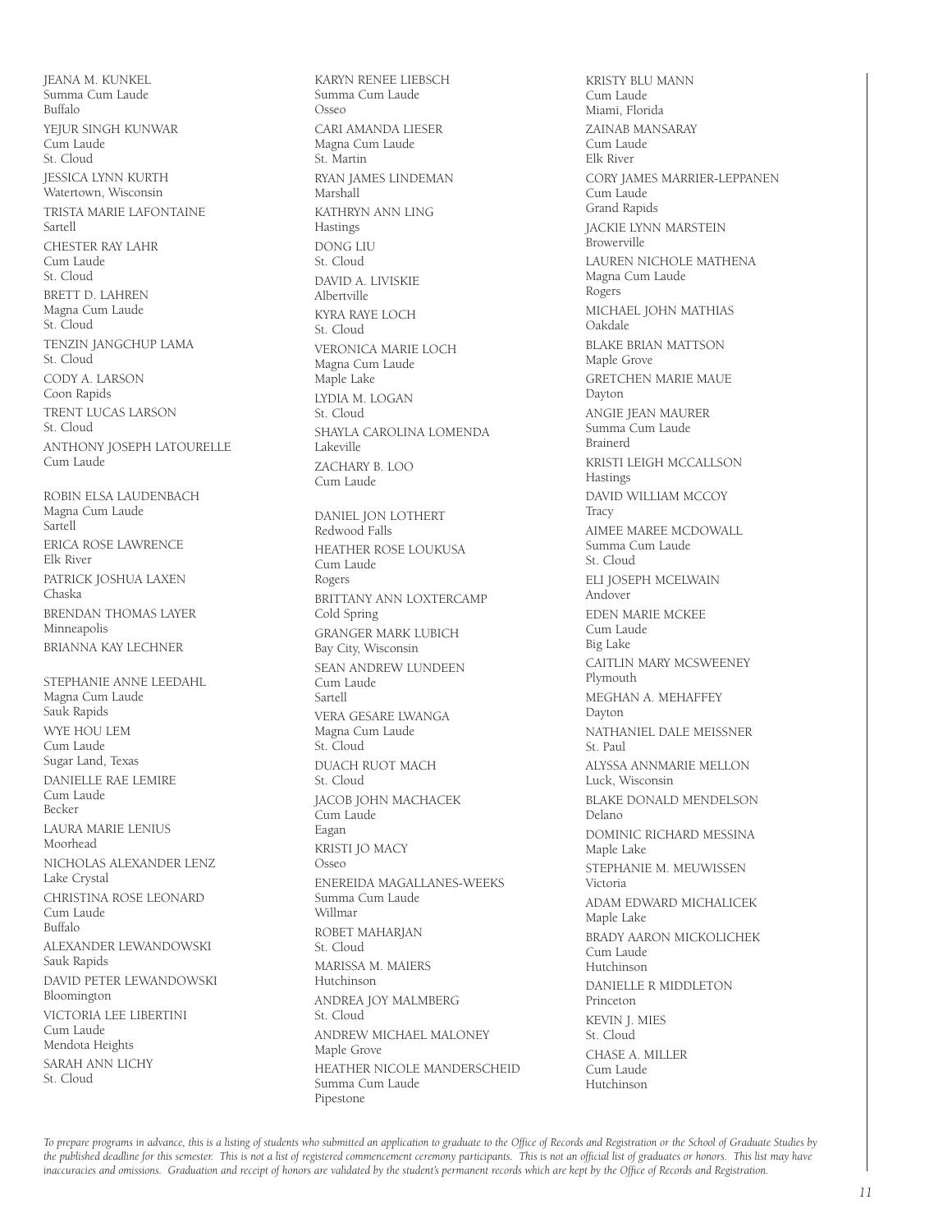JEANA M. KUNKEL
Summa Cum Laude
Buffalo

YEJUR SINGH KUNWAR
Cum Laude
St. Cloud

JESSICA LYNN KURTH
Watertown, Wisconsin

TRISTA MARIE LAFONTAINE
Sartell

CHESTER RAY LAHR
Cum Laude
St. Cloud

BRETT D. LAHREN
Magna Cum Laude
St. Cloud

TENZIN JANGCHUP LAMA
St. Cloud

CODY A. LARSON
Coon Rapids

TRENT LUCAS LARSON
St. Cloud

ANTHONY JOSEPH LATOURELLE
Cum Laude

ROBIN ELSA LAUDENBACH
Magna Cum Laude
Sartell

ERICA ROSE LAWRENCE
Elk River

PATRICK JOSHUA LAXEN
Chaska

BRENDAN THOMAS LAYER
Minneapolis

BRIANNA KAY LECHNER

STEPHANIE ANNE LEEDAHL
Magna Cum Laude
Sauk Rapids

WYE HOU LEM
Cum Laude
Sugar Land, Texas

DANIELLE RAE LEMIRE
Cum Laude
Becker

LAURA MARIE LENIUS
Moorhead

NICHOLAS ALEXANDER LENZ
Lake Crystal

CHRISTINA ROSE LEONARD
Cum Laude
Buffalo

ALEXANDER LEWANDOWSKI
Sauk Rapids

DAVID PETER LEWANDOWSKI
Bloomington

VICTORIA LEE LIBERTINI
Cum Laude
Mendota Heights

SARAH ANN LICHY
St. Cloud

KARYN RENEE LIEBSCH
Summa Cum Laude
Osseo

CARI AMANDA LIESER
Magna Cum Laude
St. Martin

RYAN JAMES LINDEMAN
Marshall

KATHRYN ANN LING
Hastings

DONG LIU
St. Cloud

DAVID A. LIVISKIE
Albertville

KYRA RAYE LOCH
St. Cloud

VERONICA MARIE LOCH
Magna Cum Laude
Maple Lake

LYDIA M. LOGAN
St. Cloud

SHAYLA CAROLINA LOMENDA
Lakeville

ZACHARY B. LOO
Cum Laude

DANIEL JON LOTHERT
Redwood Falls

HEATHER ROSE LOUKUSA
Cum Laude
Rogers

BRITTANY ANN LOXTERCAMP
Cold Spring

GRANGER MARK LUBICH
Bay City, Wisconsin

SEAN ANDREW LUNDEEN
Cum Laude
Sartell

VERA GESARE LWANGA
Magna Cum Laude
St. Cloud

DUACH RUOT MACH
St. Cloud

JACOB JOHN MACHACEK
Cum Laude
Eagan

KRISTI JO MACY
Osseo

ENEREIDA MAGALLANES-WEEKS
Summa Cum Laude
Willmar

ROBET MAHARJAN
St. Cloud

MARISSA M. MAIERS
Hutchinson

ANDREA JOY MALMBERG
St. Cloud

ANDREW MICHAEL MALONEY
Maple Grove

HEATHER NICOLE MANDERSCHEID
Summa Cum Laude
Pipestone

KRISTY BLU MANN
Cum Laude
Miami, Florida

ZAINAB MANSARAY
Cum Laude
Elk River

CORY JAMES MARRIER-LEPPANEN
Cum Laude
Grand Rapids

JACKIE LYNN MARSTEIN
Browerville

LAUREN NICHOLE MATHENA
Magna Cum Laude
Rogers

MICHAEL JOHN MATHIAS
Oakdale

BLAKE BRIAN MATTSON
Maple Grove

GRETCHEN MARIE MAUE
Dayton

ANGIE JEAN MAURER
Summa Cum Laude
Brainerd

KRISTI LEIGH MCCALLSON
Hastings

DAVID WILLIAM MCCOY
Tracy

AIMEE MAREE MCDOWALL
Summa Cum Laude
St. Cloud

ELI JOSEPH MCELWAIN
Andover

EDEN MARIE MCKEE
Cum Laude
Big Lake

CAITLIN MARY MCSWEENEY
Plymouth

MEGHAN A. MEHAFFEY
Dayton

NATHANIEL DALE MEISSNER
St. Paul

ALYSSA ANNMARIE MELLON
Luck, Wisconsin

BLAKE DONALD MENDELSON
Delano

DOMINIC RICHARD MESSINA
Maple Lake

STEPHANIE M. MEUWISSEN
Victoria

ADAM EDWARD MICHALICEK
Maple Lake

BRADY AARON MICKOLICHEK
Cum Laude
Hutchinson

DANIELLE R MIDDLETON
Princeton

KEVIN J. MIES
St. Cloud

CHASE A. MILLER
Cum Laude
Hutchinson

*To prepare programs in advance, this is a listing of students who submitted an application to graduate to the Office of Records and Registration or the School of Graduate Studies by the published deadline for this semester. This is not a list of registered commencement ceremony participants. This is not an official list of graduates or honors. This list may have inaccuracies and omissions. Graduation and receipt of honors are validated by the student's permanent records which are kept by the Office of Records and Registration.*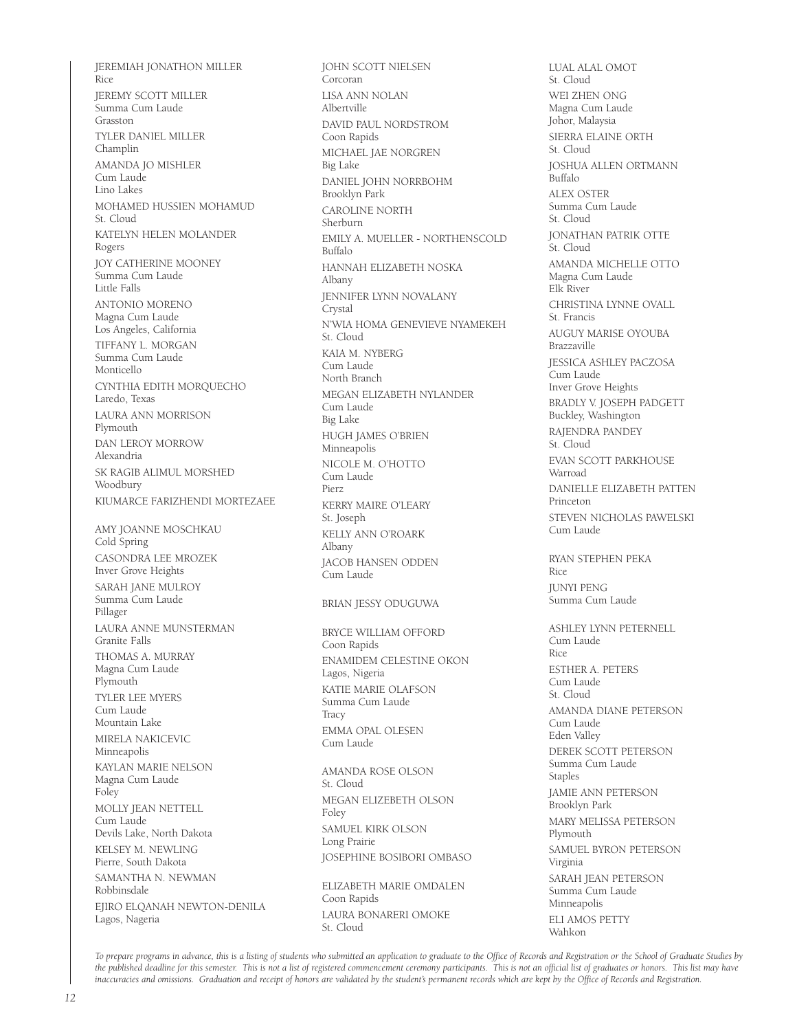JEREMIAH JONATHON MILLER
Rice

JEREMY SCOTT MILLER
Summa Cum Laude
Grasston

TYLER DANIEL MILLER
Champlin

AMANDA JO MISHLER
Cum Laude
Lino Lakes

MOHAMED HUSSIEN MOHAMUD
St. Cloud

KATELYN HELEN MOLANDER
Rogers

JOY CATHERINE MOONEY
Summa Cum Laude
Little Falls

ANTONIO MORENO
Magna Cum Laude
Los Angeles, California

TIFFANY L. MORGAN
Summa Cum Laude
Monticello

CYNTHIA EDITH MORQUECHO
Laredo, Texas

LAURA ANN MORRISON
Plymouth

DAN LEROY MORROW
Alexandria

SK RAGIB ALIMUL MORSHED
Woodbury

KIUMARCE FARIZHENDI MORTEZAEE

AMY JOANNE MOSCHKAU
Cold Spring

CASONDRA LEE MROZEK
Inver Grove Heights

SARAH JANE MULROY
Summa Cum Laude
Pillager

LAURA ANNE MUNSTERMAN
Granite Falls

THOMAS A. MURRAY
Magna Cum Laude
Plymouth

TYLER LEE MYERS
Cum Laude
Mountain Lake

MIRELA NAKICEVIC
Minneapolis

KAYLAN MARIE NELSON
Magna Cum Laude
Foley

MOLLY JEAN NETTELL
Cum Laude
Devils Lake, North Dakota

KELSEY M. NEWLING
Pierre, South Dakota

SAMANTHA N. NEWMAN
Robbinsdale

EJIRO ELQANAH NEWTON-DENILA
Lagos, Nageria

JOHN SCOTT NIELSEN
Corcoran

LISA ANN NOLAN
Albertville

DAVID PAUL NORDSTROM
Coon Rapids

MICHAEL JAE NORGREN
Big Lake

DANIEL JOHN NORRBOHM
Brooklyn Park

CAROLINE NORTH
Sherburn

EMILY A. MUELLER - NORTHENSCOLD
Buffalo

HANNAH ELIZABETH NOSKA
Albany

JENNIFER LYNN NOVALANY
Crystal

N'WIA HOMA GENEVIEVE NYAMEKEH
St. Cloud

KAIA M. NYBERG
Cum Laude
North Branch

MEGAN ELIZABETH NYLANDER
Cum Laude
Big Lake

HUGH JAMES O'BRIEN
Minneapolis

NICOLE M. O'HOTTO
Cum Laude
Pierz

KERRY MAIRE O'LEARY
St. Joseph

KELLY ANN O'ROARK
Albany

JACOB HANSEN ODDEN
Cum Laude

BRIAN JESSY ODUGUWA

BRYCE WILLIAM OFFORD
Coon Rapids

ENAMIDEM CELESTINE OKON
Lagos, Nigeria

KATIE MARIE OLAFSON
Summa Cum Laude
Tracy

EMMA OPAL OLESEN
Cum Laude

AMANDA ROSE OLSON
St. Cloud

MEGAN ELIZEBETH OLSON
Foley

SAMUEL KIRK OLSON
Long Prairie

JOSEPHINE BOSIBORI OMBASO

ELIZABETH MARIE OMDALEN
Coon Rapids

LAURA BONARERI OMOKE
St. Cloud

LUAL ALAL OMOT
St. Cloud

WEI ZHEN ONG
Magna Cum Laude
Johor, Malaysia

SIERRA ELAINE ORTH
St. Cloud

JOSHUA ALLEN ORTMANN
Buffalo

ALEX OSTER
Summa Cum Laude
St. Cloud

JONATHAN PATRIK OTTE
St. Cloud

AMANDA MICHELLE OTTO
Magna Cum Laude
Elk River

CHRISTINA LYNNE OVALL
St. Francis

AUGUY MARISE OYOUBA
Brazzaville

JESSICA ASHLEY PACZOSA
Cum Laude
Inver Grove Heights

BRADLY V. JOSEPH PADGETT
Buckley, Washington

RAJENDRA PANDEY
St. Cloud

EVAN SCOTT PARKHOUSE
Warroad

DANIELLE ELIZABETH PATTEN
Princeton

STEVEN NICHOLAS PAWELSKI
Cum Laude

RYAN STEPHEN PEKA
Rice

JUNYI PENG
Summa Cum Laude

ASHLEY LYNN PETERNELL
Cum Laude
Rice

ESTHER A. PETERS
Cum Laude
St. Cloud

AMANDA DIANE PETERSON
Cum Laude
Eden Valley

DEREK SCOTT PETERSON
Summa Cum Laude
Staples

JAMIE ANN PETERSON
Brooklyn Park

MARY MELISSA PETERSON
Plymouth

SAMUEL BYRON PETERSON
Virginia

SARAH JEAN PETERSON
Summa Cum Laude
Minneapolis

ELI AMOS PETTY
Wahkon

*To prepare programs in advance, this is a listing of students who submitted an application to graduate to the Office of Records and Registration or the School of Graduate Studies by the published deadline for this semester. This is not a list of registered commencement ceremony participants. This is not an official list of graduates or honors. This list may have inaccuracies and omissions. Graduation and receipt of honors are validated by the student's permanent records which are kept by the Office of Records and Registration.*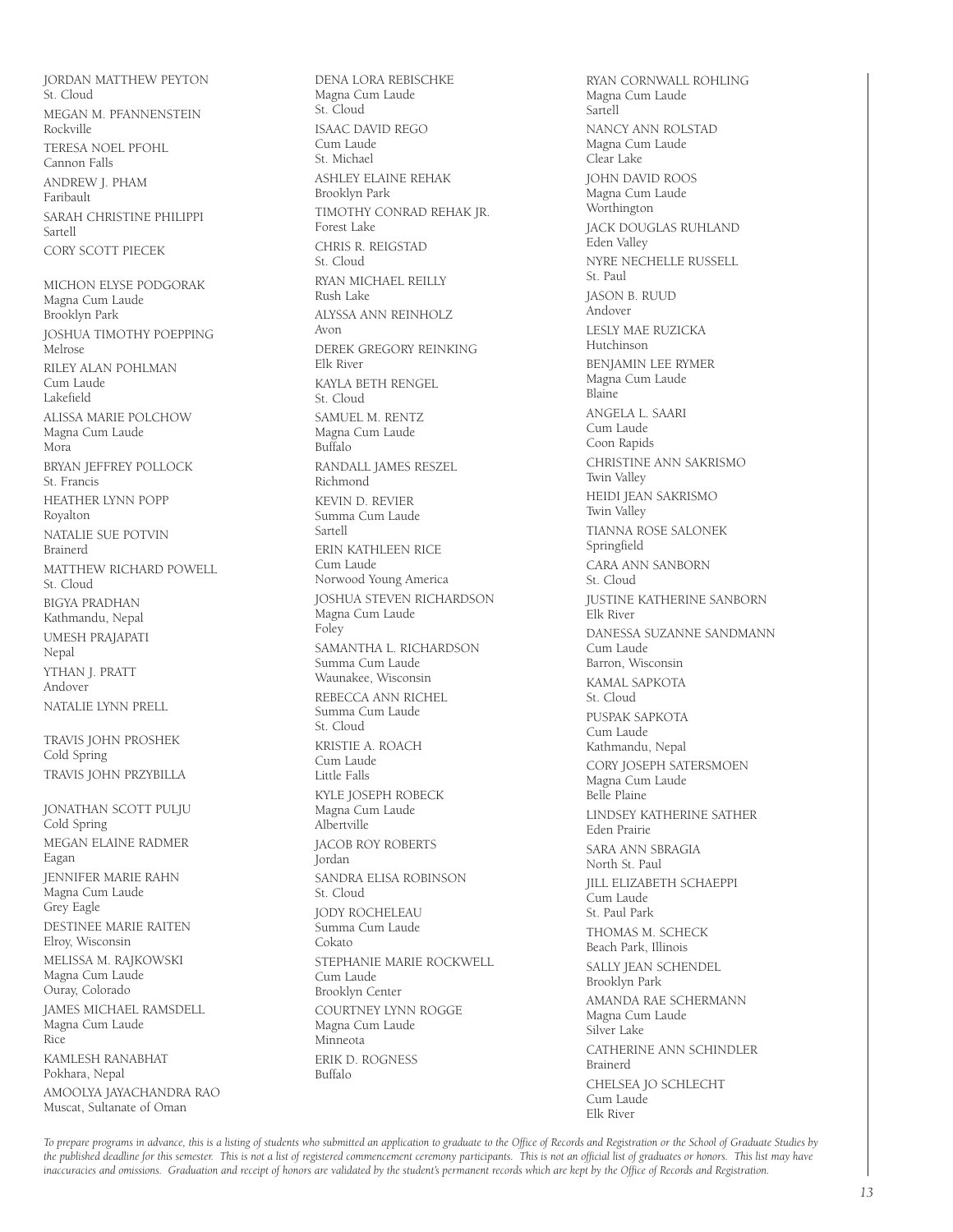JORDAN MATTHEW PEYTON
St. Cloud

MEGAN M. PFANNENSTEIN
Rockville

TERESA NOEL PFOHL
Cannon Falls

ANDREW J. PHAM
Faribault

SARAH CHRISTINE PHILIPPI
Sartell

CORY SCOTT PIECEK

MICHON ELYSE PODGORAK
Magna Cum Laude
Brooklyn Park

JOSHUA TIMOTHY POEPPING
Melrose

RILEY ALAN POHLMAN
Cum Laude
Lakefield

ALISSA MARIE POLCHOW
Magna Cum Laude
Mora

BRYAN JEFFREY POLLOCK
St. Francis

HEATHER LYNN POPP
Royalton

NATALIE SUE POTVIN
Brainerd

MATTHEW RICHARD POWELL
St. Cloud

BIGYA PRADHAN
Kathmandu, Nepal

UMESH PRAJAPATI
Nepal

YTHAN J. PRATT
Andover

NATALIE LYNN PRELL

TRAVIS JOHN PROSHEK
Cold Spring

TRAVIS JOHN PRZYBILLA

JONATHAN SCOTT PULJU
Cold Spring

MEGAN ELAINE RADMER
Eagan

JENNIFER MARIE RAHN
Magna Cum Laude
Grey Eagle

DESTINEE MARIE RAITEN
Elroy, Wisconsin

MELISSA M. RAJKOWSKI
Magna Cum Laude
Ouray, Colorado

JAMES MICHAEL RAMSDELL
Magna Cum Laude
Rice

KAMLESH RANABHAT
Pokhara, Nepal

AMOOLYA JAYACHANDRA RAO
Muscat, Sultanate of Oman

DENA LORA REBISCHKE
Magna Cum Laude
St. Cloud

ISAAC DAVID REGO
Cum Laude
St. Michael

ASHLEY ELAINE REHAK
Brooklyn Park

TIMOTHY CONRAD REHAK JR.
Forest Lake

CHRIS R. REIGSTAD
St. Cloud

RYAN MICHAEL REILLY
Rush Lake

ALYSSA ANN REINHOLZ
Avon

DEREK GREGORY REINKING
Elk River

KAYLA BETH RENGEL
St. Cloud

SAMUEL M. RENTZ
Magna Cum Laude
Buffalo

RANDALL JAMES RESZEL
Richmond

KEVIN D. REVIER
Summa Cum Laude
Sartell

ERIN KATHLEEN RICE
Cum Laude
Norwood Young America

JOSHUA STEVEN RICHARDSON
Magna Cum Laude
Foley

SAMANTHA L. RICHARDSON
Summa Cum Laude
Waunakee, Wisconsin

REBECCA ANN RICHEL
Summa Cum Laude
St. Cloud

KRISTIE A. ROACH
Cum Laude
Little Falls

KYLE JOSEPH ROBECK
Magna Cum Laude
Albertville

JACOB ROY ROBERTS
Jordan

SANDRA ELISA ROBINSON
St. Cloud

JODY ROCHELEAU
Summa Cum Laude
Cokato

STEPHANIE MARIE ROCKWELL
Cum Laude
Brooklyn Center

COURTNEY LYNN ROGGE
Magna Cum Laude
Minneota

ERIK D. ROGNESS
Buffalo

RYAN CORNWALL ROHLING
Magna Cum Laude
Sartell

NANCY ANN ROLSTAD
Magna Cum Laude
Clear Lake

JOHN DAVID ROOS
Magna Cum Laude
Worthington

JACK DOUGLAS RUHLAND
Eden Valley

NYRE NECHELLE RUSSELL
St. Paul

JASON B. RUUD
Andover

LESLY MAE RUZICKA
Hutchinson

BENJAMIN LEE RYMER
Magna Cum Laude
Blaine

ANGELA L. SAARI
Cum Laude
Coon Rapids

CHRISTINE ANN SAKRISMO
Twin Valley

HEIDI JEAN SAKRISMO
Twin Valley

TIANNA ROSE SALONEK
Springfield

CARA ANN SANBORN
St. Cloud

JUSTINE KATHERINE SANBORN
Elk River

DANESSA SUZANNE SANDMANN
Cum Laude
Barron, Wisconsin

KAMAL SAPKOTA
St. Cloud

PUSPAK SAPKOTA
Cum Laude
Kathmandu, Nepal

CORY JOSEPH SATERSMOEN
Magna Cum Laude
Belle Plaine

LINDSEY KATHERINE SATHER
Eden Prairie

SARA ANN SBRAGIA
North St. Paul

JILL ELIZABETH SCHAEPPI
Cum Laude
St. Paul Park

THOMAS M. SCHECK
Beach Park, Illinois

SALLY JEAN SCHENDEL
Brooklyn Park

AMANDA RAE SCHERMANN
Magna Cum Laude
Silver Lake

CATHERINE ANN SCHINDLER
Brainerd

CHELSEA JO SCHLECHT
Cum Laude
Elk River

*To prepare programs in advance, this is a listing of students who submitted an application to graduate to the Office of Records and Registration or the School of Graduate Studies by the published deadline for this semester. This is not a list of registered commencement ceremony participants. This is not an official list of graduates or honors. This list may have inaccuracies and omissions. Graduation and receipt of honors are validated by the student's permanent records which are kept by the Office of Records and Registration.*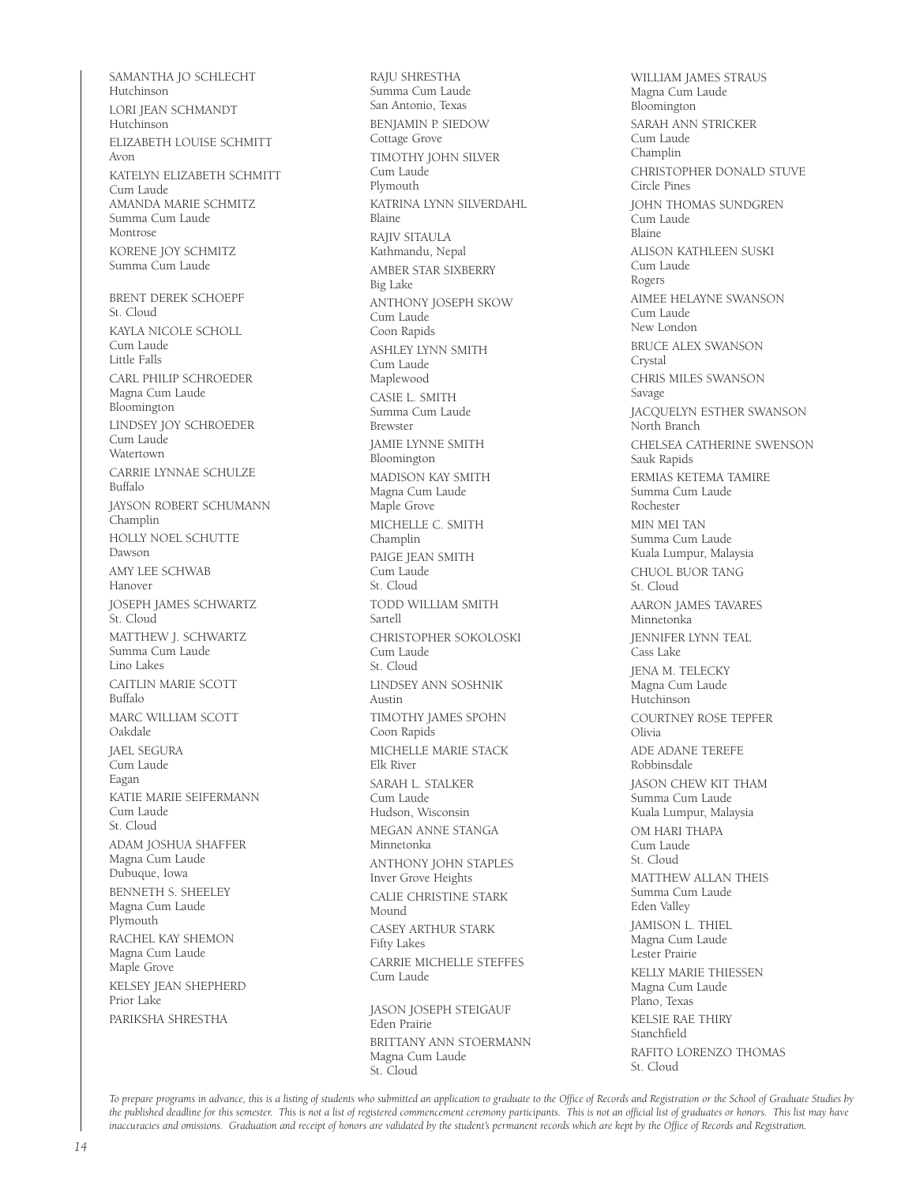SAMANTHA JO SCHLECHT
Hutchinson

LORI JEAN SCHMANDT
Hutchinson

ELIZABETH LOUISE SCHMITT
Avon

KATELYN ELIZABETH SCHMITT
Cum Laude

AMANDA MARIE SCHMITZ
Summa Cum Laude
Montrose

KORENE JOY SCHMITZ
Summa Cum Laude

BRENT DEREK SCHOEPF
St. Cloud

KAYLA NICOLE SCHOLL
Cum Laude
Little Falls

CARL PHILIP SCHROEDER
Magna Cum Laude
Bloomington

LINDSEY JOY SCHROEDER
Cum Laude
Watertown

CARRIE LYNNAE SCHULZE
Buffalo

JAYSON ROBERT SCHUMANN
Champlin

HOLLY NOEL SCHUTTE
Dawson

AMY LEE SCHWAB
Hanover

JOSEPH JAMES SCHWARTZ
St. Cloud

MATTHEW J. SCHWARTZ
Summa Cum Laude
Lino Lakes

CAITLIN MARIE SCOTT
Buffalo

MARC WILLIAM SCOTT
Oakdale

JAEL SEGURA
Cum Laude
Eagan

KATIE MARIE SEIFERMANN
Cum Laude
St. Cloud

ADAM JOSHUA SHAFFER
Magna Cum Laude
Dubuque, Iowa

BENNETH S. SHEELEY
Magna Cum Laude
Plymouth

RACHEL KAY SHEMON
Magna Cum Laude
Maple Grove

KELSEY JEAN SHEPHERD
Prior Lake

PARIKSHA SHRESTHA

RAJU SHRESTHA
Summa Cum Laude
San Antonio, Texas

BENJAMIN P. SIEDOW
Cottage Grove

TIMOTHY JOHN SILVER
Cum Laude
Plymouth

KATRINA LYNN SILVERDAHL
Blaine

RAJIV SITAULA
Kathmandu, Nepal

AMBER STAR SIXBERRY
Big Lake

ANTHONY JOSEPH SKOW
Cum Laude
Coon Rapids

ASHLEY LYNN SMITH
Cum Laude
Maplewood

CASIE L. SMITH
Summa Cum Laude
Brewster

JAMIE LYNNE SMITH
Bloomington

MADISON KAY SMITH
Magna Cum Laude
Maple Grove

MICHELLE C. SMITH
Champlin

PAIGE JEAN SMITH
Cum Laude
St. Cloud

TODD WILLIAM SMITH
Sartell

CHRISTOPHER SOKOLOSKI
Cum Laude
St. Cloud

LINDSEY ANN SOSHNIK
Austin

TIMOTHY JAMES SPOHN
Coon Rapids

MICHELLE MARIE STACK
Elk River

SARAH L. STALKER
Cum Laude
Hudson, Wisconsin

MEGAN ANNE STANGA
Minnetonka

ANTHONY JOHN STAPLES
Inver Grove Heights

CALIE CHRISTINE STARK
Mound

CASEY ARTHUR STARK
Fifty Lakes

CARRIE MICHELLE STEFFES
Cum Laude

JASON JOSEPH STEIGAUF
Eden Prairie

BRITTANY ANN STOERMANN
Magna Cum Laude
St. Cloud

WILLIAM JAMES STRAUS
Magna Cum Laude
Bloomington

SARAH ANN STRICKER
Cum Laude
Champlin

CHRISTOPHER DONALD STUVE
Circle Pines

JOHN THOMAS SUNDGREN
Cum Laude
Blaine

ALISON KATHLEEN SUSKI
Cum Laude
Rogers

AIMEE HELAYNE SWANSON
Cum Laude
New London

BRUCE ALEX SWANSON
Crystal

CHRIS MILES SWANSON
Savage

JACQUELYN ESTHER SWANSON
North Branch

CHELSEA CATHERINE SWENSON
Sauk Rapids

ERMIAS KETEMA TAMIRE
Summa Cum Laude
Rochester

MIN MEI TAN
Summa Cum Laude
Kuala Lumpur, Malaysia

CHUOL BUOR TANG
St. Cloud

AARON JAMES TAVARES
Minnetonka

JENNIFER LYNN TEAL
Cass Lake

JENA M. TELECKY
Magna Cum Laude
Hutchinson

COURTNEY ROSE TEPFER
Olivia

ADE ADANE TEREFE
Robbinsdale

JASON CHEW KIT THAM
Summa Cum Laude
Kuala Lumpur, Malaysia

OM HARI THAPA
Cum Laude
St. Cloud

MATTHEW ALLAN THEIS
Summa Cum Laude
Eden Valley

JAMISON L. THIEL
Magna Cum Laude
Lester Prairie

KELLY MARIE THIESSEN
Magna Cum Laude
Plano, Texas

KELSIE RAE THIRY
Stanchfield

RAFITO LORENZO THOMAS
St. Cloud

*To prepare programs in advance, this is a listing of students who submitted an application to graduate to the Office of Records and Registration or the School of Graduate Studies by the published deadline for this semester. This is not a list of registered commencement ceremony participants. This is not an official list of graduates or honors. This list may have inaccuracies and omissions. Graduation and receipt of honors are validated by the student's permanent records which are kept by the Office of Records and Registration.*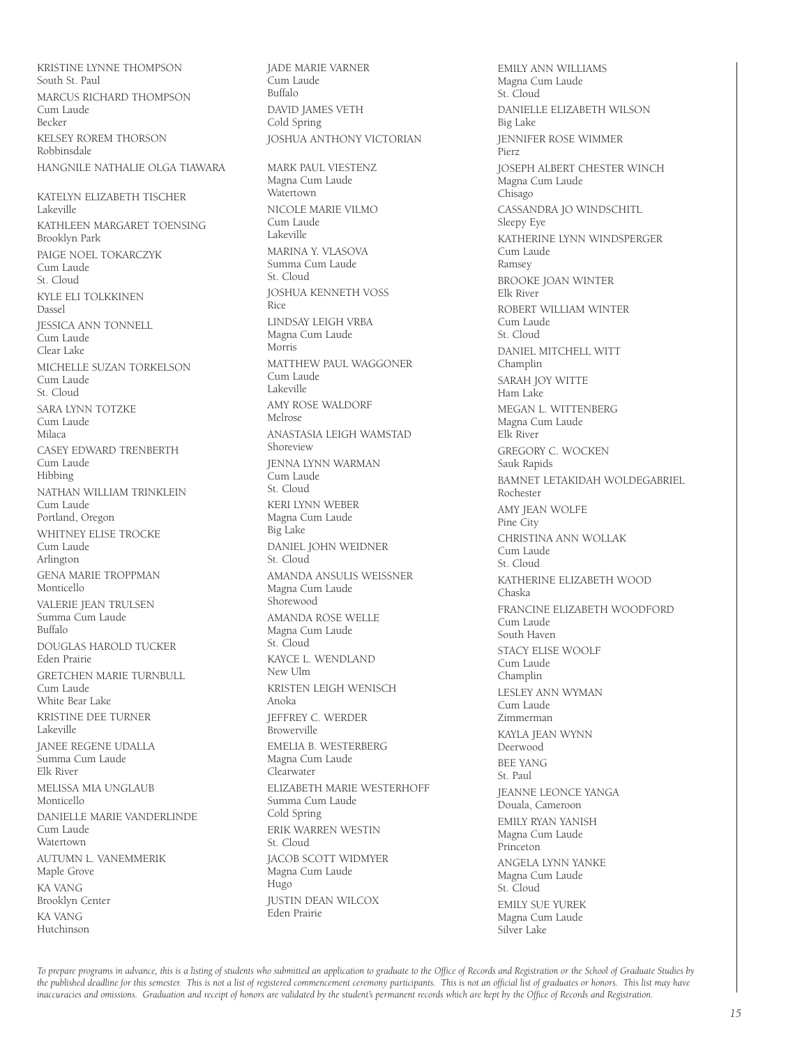KRISTINE LYNNE THOMPSON
South St. Paul

MARCUS RICHARD THOMPSON
Cum Laude
Becker

KELSEY ROREM THORSON
Robbinsdale

HANGNILE NATHALIE OLGA TIAWARA

KATELYN ELIZABETH TISCHER
Lakeville

KATHLEEN MARGARET TOENSING
Brooklyn Park

PAIGE NOEL TOKARCZYK
Cum Laude
St. Cloud

KYLE ELI TOLKKINEN
Dassel

JESSICA ANN TONNELL
Cum Laude
Clear Lake

MICHELLE SUZAN TORKELSON
Cum Laude
St. Cloud

SARA LYNN TOTZKE
Cum Laude
Milaca

CASEY EDWARD TRENBERTH
Cum Laude
Hibbing

NATHAN WILLIAM TRINKLEIN
Cum Laude
Portland, Oregon

WHITNEY ELISE TROCKE
Cum Laude
Arlington

GENA MARIE TROPPMAN
Monticello

VALERIE JEAN TRULSEN
Summa Cum Laude
Buffalo

DOUGLAS HAROLD TUCKER
Eden Prairie

GRETCHEN MARIE TURNBULL
Cum Laude
White Bear Lake

KRISTINE DEE TURNER
Lakeville

JANEE REGENE UDALLA
Summa Cum Laude
Elk River

MELISSA MIA UNGLAUB
Monticello

DANIELLE MARIE VANDERLINDE
Cum Laude
Watertown

AUTUMN L. VANEMMERIK
Maple Grove

KA VANG
Brooklyn Center

KA VANG
Hutchinson

JADE MARIE VARNER
Cum Laude
Buffalo

DAVID JAMES VETH
Cold Spring

JOSHUA ANTHONY VICTORIAN

MARK PAUL VIESTENZ
Magna Cum Laude
Watertown

NICOLE MARIE VILMO
Cum Laude
Lakeville

MARINA Y. VLASOVA
Summa Cum Laude
St. Cloud

JOSHUA KENNETH VOSS
Rice

LINDSAY LEIGH VRBA
Magna Cum Laude
Morris

MATTHEW PAUL WAGGONER
Cum Laude
Lakeville

AMY ROSE WALDORF
Melrose

ANASTASIA LEIGH WAMSTAD
Shoreview

JENNA LYNN WARMAN
Cum Laude
St. Cloud

KERI LYNN WEBER
Magna Cum Laude
Big Lake

DANIEL JOHN WEIDNER
St. Cloud

AMANDA ANSULIS WEISSNER
Magna Cum Laude
Shorewood

AMANDA ROSE WELLE
Magna Cum Laude
St. Cloud

KAYCE L. WENDLAND
New Ulm

KRISTEN LEIGH WENISCH
Anoka

JEFFREY C. WERDER
Browerville

EMELIA B. WESTERBERG
Magna Cum Laude
Clearwater

ELIZABETH MARIE WESTERHOFF
Summa Cum Laude
Cold Spring

ERIK WARREN WESTIN
St. Cloud

JACOB SCOTT WIDMYER
Magna Cum Laude
Hugo

JUSTIN DEAN WILCOX
Eden Prairie

EMILY ANN WILLIAMS
Magna Cum Laude
St. Cloud

DANIELLE ELIZABETH WILSON
Big Lake

JENNIFER ROSE WIMMER
Pierz

JOSEPH ALBERT CHESTER WINCH
Magna Cum Laude
Chisago

CASSANDRA JO WINDSCHITL
Sleepy Eye

KATHERINE LYNN WINDSPERGER
Cum Laude
Ramsey

BROOKE JOAN WINTER
Elk River

ROBERT WILLIAM WINTER
Cum Laude
St. Cloud

DANIEL MITCHELL WITT
Champlin

SARAH JOY WITTE
Ham Lake

MEGAN L. WITTENBERG
Magna Cum Laude
Elk River

GREGORY C. WOCKEN
Sauk Rapids

BAMNET LETAKIDAH WOLDEGABRIEL
Rochester

AMY JEAN WOLFE
Pine City

CHRISTINA ANN WOLLAK
Cum Laude
St. Cloud

KATHERINE ELIZABETH WOOD
Chaska

FRANCINE ELIZABETH WOODFORD
Cum Laude
South Haven

STACY ELISE WOOLF
Cum Laude
Champlin

LESLEY ANN WYMAN
Cum Laude
Zimmerman

KAYLA JEAN WYNN
Deerwood

BEE YANG
St. Paul

JEANNE LEONCE YANGA
Douala, Cameroon

EMILY RYAN YANISH
Magna Cum Laude
Princeton

ANGELA LYNN YANKE
Magna Cum Laude
St. Cloud

EMILY SUE YUREK
Magna Cum Laude
Silver Lake

*To prepare programs in advance, this is a listing of students who submitted an application to graduate to the Office of Records and Registration or the School of Graduate Studies by the published deadline for this semester. This is not a list of registered commencement ceremony participants. This is not an official list of graduates or honors. This list may have inaccuracies and omissions. Graduation and receipt of honors are validated by the student's permanent records which are kept by the Office of Records and Registration.*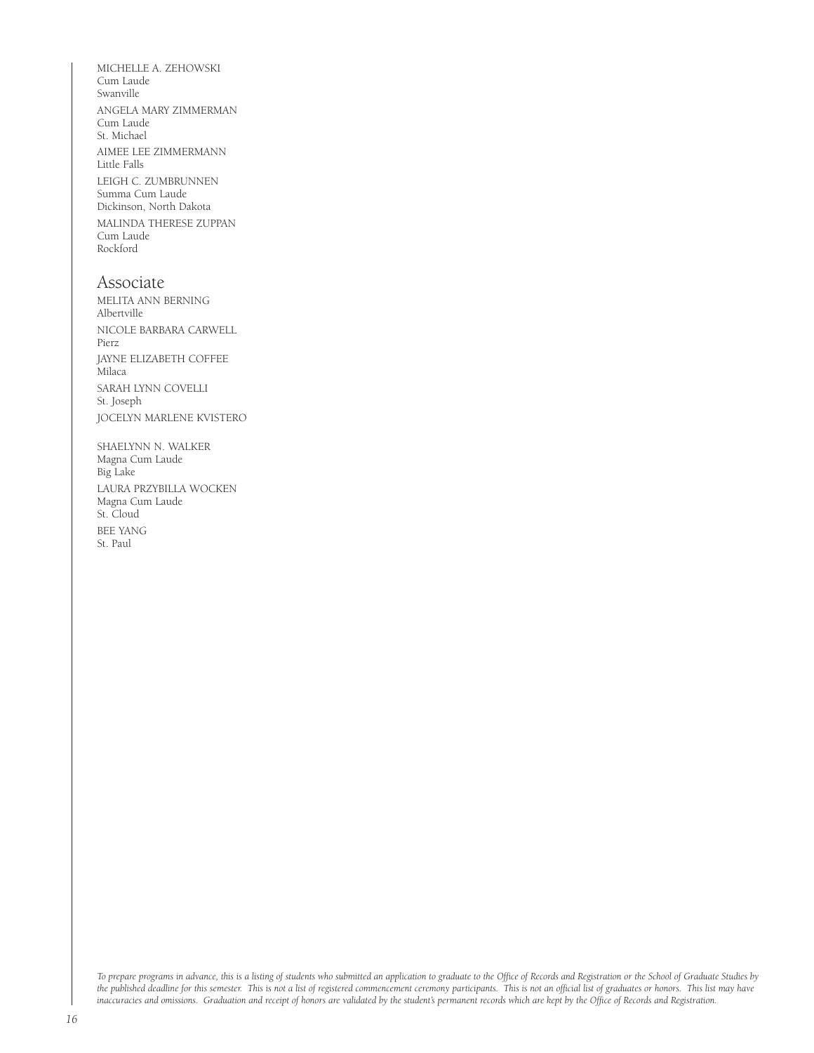MICHELLE A. ZEHOWSKI
Cum Laude
Swanville

ANGELA MARY ZIMMERMAN
Cum Laude
St. Michael

AIMEE LEE ZIMMERMANN
Little Falls

LEIGH C. ZUMBRUNNEN
Summa Cum Laude
Dickinson, North Dakota

MALINDA THERESE ZUPPAN
Cum Laude
Rockford

## Associate

MELITA ANN BERNING
Albertville

NICOLE BARBARA CARWELL
Pierz

JAYNE ELIZABETH COFFEE
Milaca

SARAH LYNN COVELLI
St. Joseph

JOCELYN MARLENE KVISTERO

SHAELYNN N. WALKER
Magna Cum Laude
Big Lake

LAURA PRZYBILLA WOCKEN
Magna Cum Laude
St. Cloud

BEE YANG
St. Paul

*To prepare programs in advance, this is a listing of students who submitted an application to graduate to the Office of Records and Registration or the School of Graduate Studies by the published deadline for this semester. This is not a list of registered commencement ceremony participants. This is not an official list of graduates or honors. This list may have inaccuracies and omissions. Graduation and receipt of honors are validated by the student's permanent records which are kept by the Office of Records and Registration.*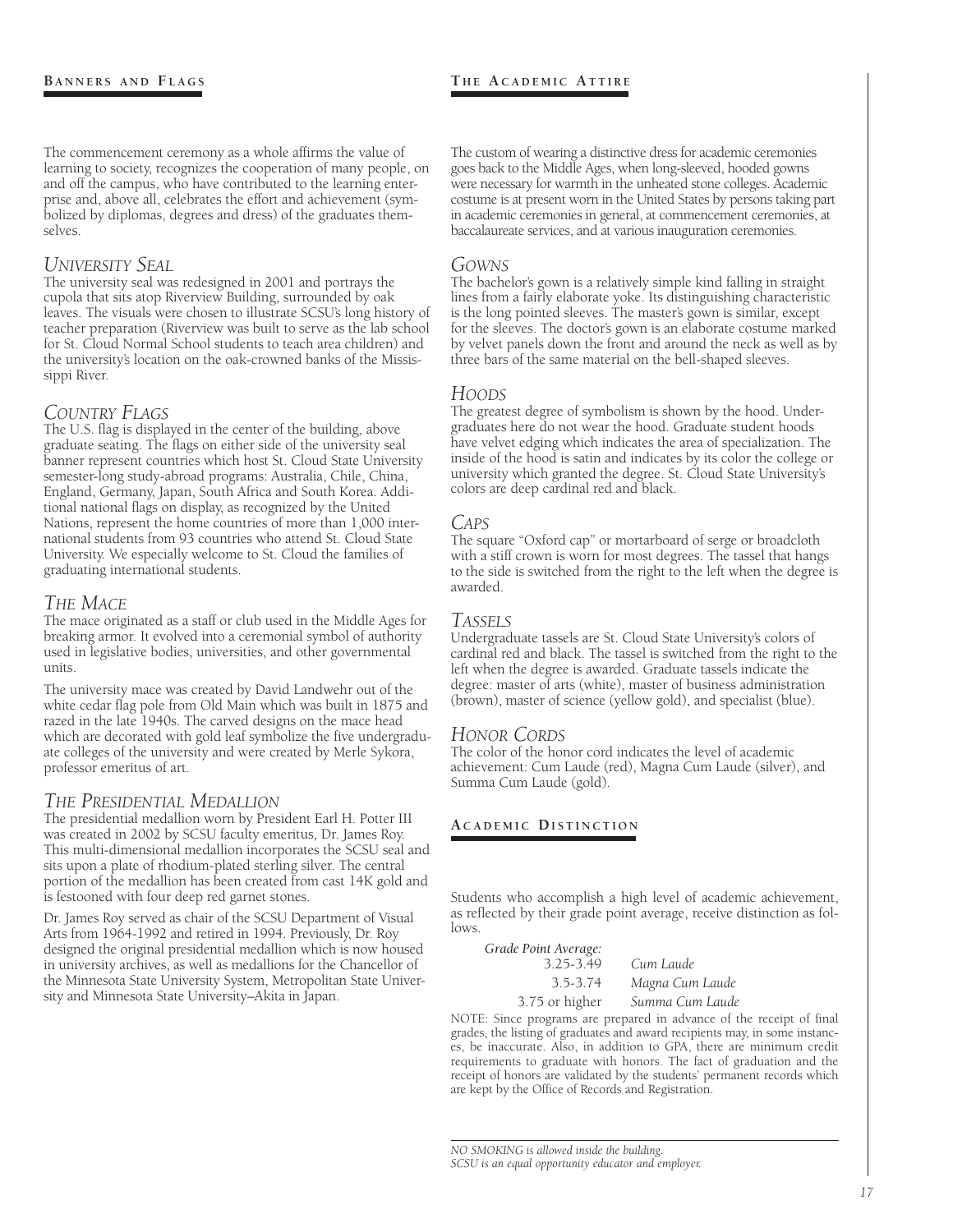## BANNERS AND FLAGS

The commencement ceremony as a whole affirms the value of learning to society, recognizes the cooperation of many people, on and off the campus, who have contributed to the learning enterprise and, above all, celebrates the effort and achievement (symbolized by diplomas, degrees and dress) of the graduates themselves.

### *UNIVERSITY SEAL*

The university seal was redesigned in 2001 and portrays the cupola that sits atop Riverview Building, surrounded by oak leaves. The visuals were chosen to illustrate SCSU's long history of teacher preparation (Riverview was built to serve as the lab school for St. Cloud Normal School students to teach area children) and the university's location on the oak-crowned banks of the Mississippi River.

### *COUNTRY FLAGS*

The U.S. flag is displayed in the center of the building, above graduate seating. The flags on either side of the university seal banner represent countries which host St. Cloud State University semester-long study-abroad programs: Australia, Chile, China, England, Germany, Japan, South Africa and South Korea. Additional national flags on display, as recognized by the United Nations, represent the home countries of more than 1,000 international students from 93 countries who attend St. Cloud State University. We especially welcome to St. Cloud the families of graduating international students.

### *THE MACE*

The mace originated as a staff or club used in the Middle Ages for breaking armor. It evolved into a ceremonial symbol of authority used in legislative bodies, universities, and other governmental units.

The university mace was created by David Landwehr out of the white cedar flag pole from Old Main which was built in 1875 and razed in the late 1940s. The carved designs on the mace head which are decorated with gold leaf symbolize the five undergraduate colleges of the university and were created by Merle Sykora, professor emeritus of art.

### *THE PRESIDENTIAL MEDALLION*

The presidential medallion worn by President Earl H. Potter III was created in 2002 by SCSU faculty emeritus, Dr. James Roy. This multi-dimensional medallion incorporates the SCSU seal and sits upon a plate of rhodium-plated sterling silver. The central portion of the medallion has been created from cast 14K gold and is festooned with four deep red garnet stones.

Dr. James Roy served as chair of the SCSU Department of Visual Arts from 1964-1992 and retired in 1994. Previously, Dr. Roy designed the original presidential medallion which is now housed in university archives, as well as medallions for the Chancellor of the Minnesota State University System, Metropolitan State University and Minnesota State University–Akita in Japan.

## THE ACADEMIC ATTIRE

The custom of wearing a distinctive dress for academic ceremonies goes back to the Middle Ages, when long-sleeved, hooded gowns were necessary for warmth in the unheated stone colleges. Academic costume is at present worn in the United States by persons taking part in academic ceremonies in general, at commencement ceremonies, at baccalaureate services, and at various inauguration ceremonies.

### *GOWNS*

The bachelor's gown is a relatively simple kind falling in straight lines from a fairly elaborate yoke. Its distinguishing characteristic is the long pointed sleeves. The master's gown is similar, except for the sleeves. The doctor's gown is an elaborate costume marked by velvet panels down the front and around the neck as well as by three bars of the same material on the bell-shaped sleeves.

### *HOODS*

The greatest degree of symbolism is shown by the hood. Undergraduates here do not wear the hood. Graduate student hoods have velvet edging which indicates the area of specialization. The inside of the hood is satin and indicates by its color the college or university which granted the degree. St. Cloud State University's colors are deep cardinal red and black.

### *CAPS*

The square "Oxford cap" or mortarboard of serge or broadcloth with a stiff crown is worn for most degrees. The tassel that hangs to the side is switched from the right to the left when the degree is awarded.

### *TASSELS*

Undergraduate tassels are St. Cloud State University's colors of cardinal red and black. The tassel is switched from the right to the left when the degree is awarded. Graduate tassels indicate the degree: master of arts (white), master of business administration (brown), master of science (yellow gold), and specialist (blue).

### *HONOR CORDS*

The color of the honor cord indicates the level of academic achievement: Cum Laude (red), Magna Cum Laude (silver), and Summa Cum Laude (gold).

## ACADEMIC DISTINCTION

Students who accomplish a high level of academic achievement, as reflected by their grade point average, receive distinction as follows.

| *Grade Point Average:* | |
|---|---|
| 3.25-3.49 | *Cum Laude* |
| 3.5-3.74 | *Magna Cum Laude* |
| 3.75 or higher | *Summa Cum Laude* |

NOTE: Since programs are prepared in advance of the receipt of final grades, the listing of graduates and award recipients may, in some instances, be inaccurate. Also, in addition to GPA, there are minimum credit requirements to graduate with honors. The fact of graduation and the receipt of honors are validated by the students' permanent records which are kept by the Office of Records and Registration.

*NO SMOKING is allowed inside the building.*
*SCSU is an equal opportunity educator and employer.*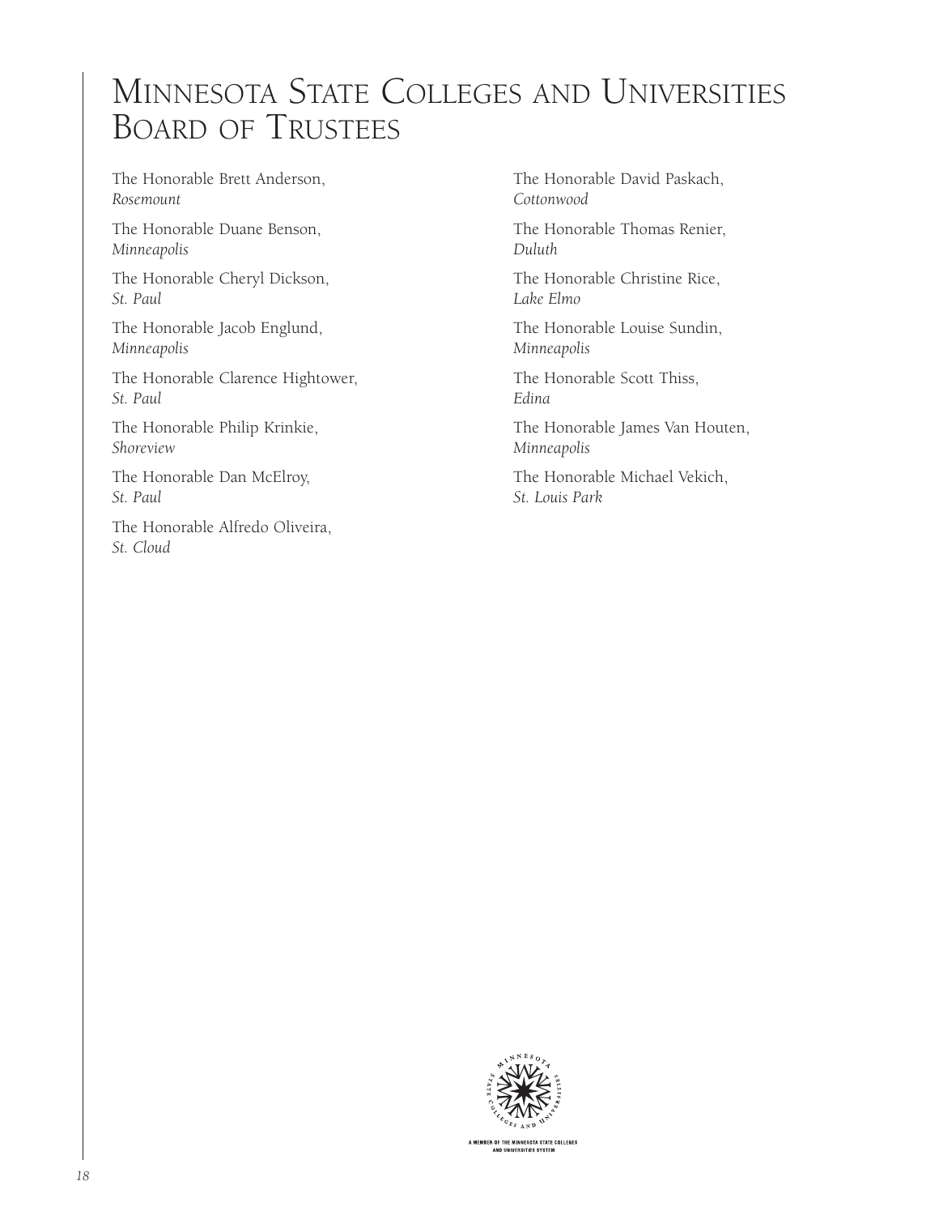# Minnesota State Colleges and Universities Board of Trustees

The Honorable Brett Anderson,
*Rosemount*

The Honorable Duane Benson,
*Minneapolis*

The Honorable Cheryl Dickson,
*St. Paul*

The Honorable Jacob Englund,
*Minneapolis*

The Honorable Clarence Hightower,
*St. Paul*

The Honorable Philip Krinkie,
*Shoreview*

The Honorable Dan McElroy,
*St. Paul*

The Honorable Alfredo Oliveira,
*St. Cloud*

The Honorable David Paskach,
*Cottonwood*

The Honorable Thomas Renier,
*Duluth*

The Honorable Christine Rice,
*Lake Elmo*

The Honorable Louise Sundin,
*Minneapolis*

The Honorable Scott Thiss,
*Edina*

The Honorable James Van Houten,
*Minneapolis*

The Honorable Michael Vekich,
*St. Louis Park*

A MEMBER OF THE MINNESOTA STATE COLLEGES AND UNIVERSITIES SYSTEM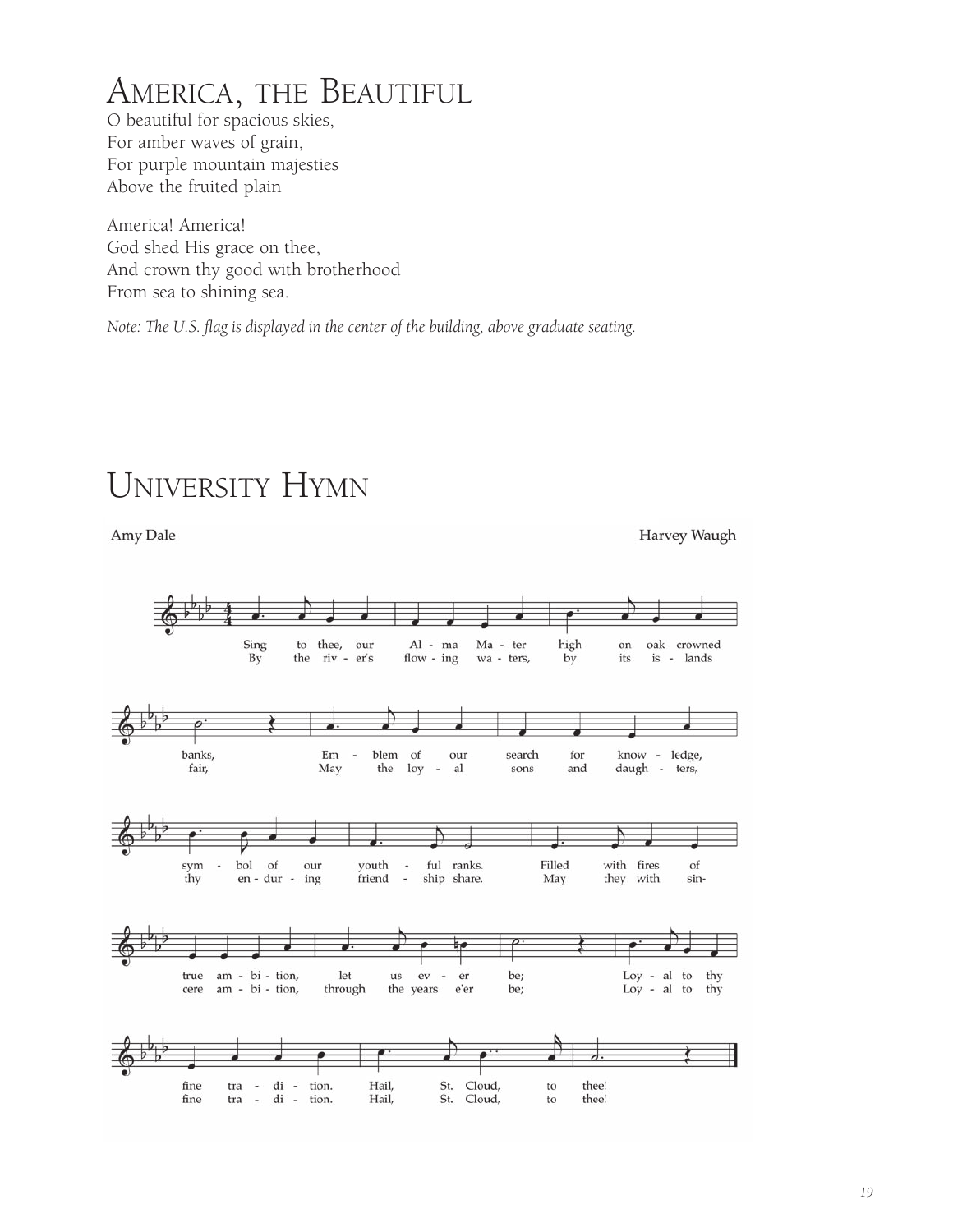# America, the Beautiful

O beautiful for spacious skies,
For amber waves of grain,
For purple mountain majesties
Above the fruited plain

America! America!
God shed His grace on thee,
And crown thy good with brotherhood
From sea to shining sea.

*Note: The U.S. flag is displayed in the center of the building, above graduate seating.*

# University Hymn

Amy Dale

Harvey Waugh

Sing to thee, our Al - ma Ma - ter high on oak crowned banks,
By the riv - er's flow - ing wa - ters, by its is - lands fair,

Em - blem of our search for know - ledge, sym - bol of our youth - ful ranks.
May the loy - al sons and daugh - ters, thy en - dur - ing friend - ship share.

Filled with fires of true am - bi - tion, let us ev - er be;
May they with sin- cere am - bi - tion, through the years e'er be;

Loy - al to thy fine tra - di - tion. Hail, St. Cloud, to thee!
Loy - al to thy fine tra - di - tion. Hail, St. Cloud, to thee!